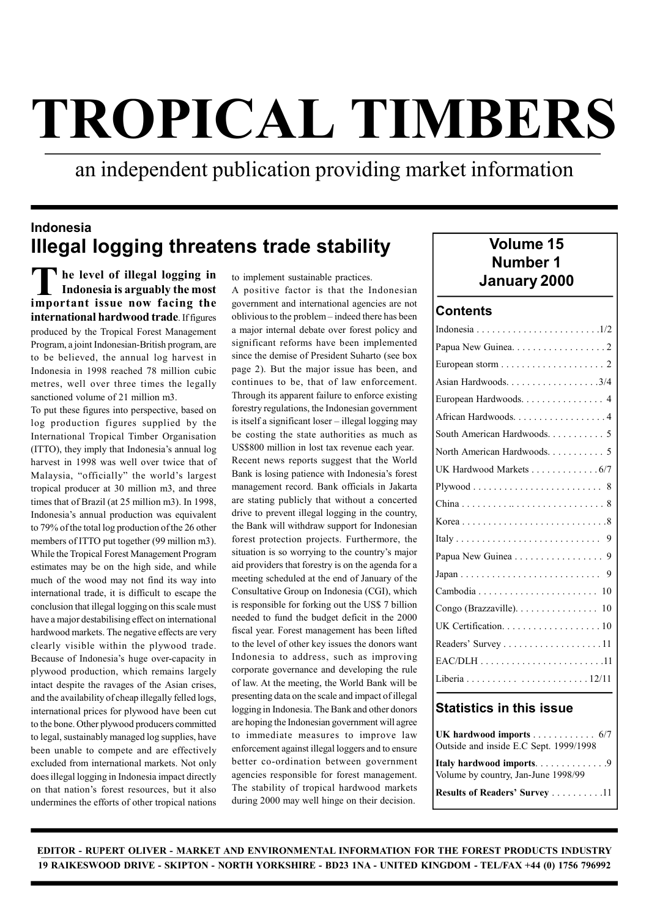# TROPICAL TIMBERS

an independent publication providing market information

## Indonesia
## Illegal logging threatens trade stability

**The level of illegal logging in Indonesia is arguably the most important issue now facing the international hardwood trade**. If figures produced by the Tropical Forest Management Program, a joint Indonesian-British program, are to be believed, the annual log harvest in Indonesia in 1998 reached 78 million cubic metres, well over three times the legally sanctioned volume of 21 million m3.

To put these figures into perspective, based on log production figures supplied by the International Tropical Timber Organisation (ITTO), they imply that Indonesia's annual log harvest in 1998 was well over twice that of Malaysia, "officially" the world's largest tropical producer at 30 million m3, and three times that of Brazil (at 25 million m3). In 1998, Indonesia's annual production was equivalent to 79% of the total log production of the 26 other members of ITTO put together (99 million m3). While the Tropical Forest Management Program estimates may be on the high side, and while much of the wood may not find its way into international trade, it is difficult to escape the conclusion that illegal logging on this scale must have a major destabilising effect on international hardwood markets. The negative effects are very clearly visible within the plywood trade. Because of Indonesia's huge over-capacity in plywood production, which remains largely intact despite the ravages of the Asian crises, and the availability of cheap illegally felled logs, international prices for plywood have been cut to the bone. Other plywood producers committed to legal, sustainably managed log supplies, have been unable to compete and are effectively excluded from international markets. Not only does illegal logging in Indonesia impact directly on that nation's forest resources, but it also undermines the efforts of other tropical nations to implement sustainable practices.

A positive factor is that the Indonesian government and international agencies are not oblivious to the problem – indeed there has been a major internal debate over forest policy and significant reforms have been implemented since the demise of President Suharto (see box page 2). But the major issue has been, and continues to be, that of law enforcement. Through its apparent failure to enforce existing forestry regulations, the Indonesian government is itself a significant loser – illegal logging may be costing the state authorities as much as US$800 million in lost tax revenue each year.

Recent news reports suggest that the World Bank is losing patience with Indonesia's forest management record. Bank officials in Jakarta are stating publicly that without a concerted drive to prevent illegal logging in the country, the Bank will withdraw support for Indonesian forest protection projects. Furthermore, the situation is so worrying to the country's major aid providers that forestry is on the agenda for a meeting scheduled at the end of January of the Consultative Group on Indonesia (CGI), which is responsible for forking out the US$ 7 billion needed to fund the budget deficit in the 2000 fiscal year. Forest management has been lifted to the level of other key issues the donors want Indonesia to address, such as improving corporate governance and developing the rule of law. At the meeting, the World Bank will be presenting data on the scale and impact of illegal logging in Indonesia. The Bank and other donors are hoping the Indonesian government will agree to immediate measures to improve law enforcement against illegal loggers and to ensure better co-ordination between government agencies responsible for forest management. The stability of tropical hardwood markets during 2000 may well hinge on their decision.

---

**Volume 15**
**Number 1**
**January 2000**

### Contents

| | |
|---|---|
| Indonesia | 1/2 |
| Papua New Guinea | 2 |
| European storm | 2 |
| Asian Hardwoods | 3/4 |
| European Hardwoods | 4 |
| African Hardwoods | 4 |
| South American Hardwoods | 5 |
| North American Hardwoods | 5 |
| UK Hardwood Markets | 6/7 |
| Plywood | 8 |
| China | 8 |
| Korea | 8 |
| Italy | 9 |
| Papua New Guinea | 9 |
| Japan | 9 |
| Cambodia | 10 |
| Congo (Brazzaville) | 10 |
| UK Certification | 10 |
| Readers' Survey | 11 |
| EAC/DLH | 11 |
| Liberia | 12/11 |

### Statistics in this issue

**UK hardwood imports** .......... 6/7
Outside and inside E.C Sept. 1999/1998

**Italy hardwood imports** .......... 9
Volume by country, Jan-June 1998/99

**Results of Readers' Survey** .......... 11

---

**EDITOR - RUPERT OLIVER - MARKET AND ENVIRONMENTAL INFORMATION FOR THE FOREST PRODUCTS INDUSTRY**
**19 RAIKESWOOD DRIVE - SKIPTON - NORTH YORKSHIRE - BD23 1NA - UNITED KINGDOM - TEL/FAX +44 (0) 1756 796992**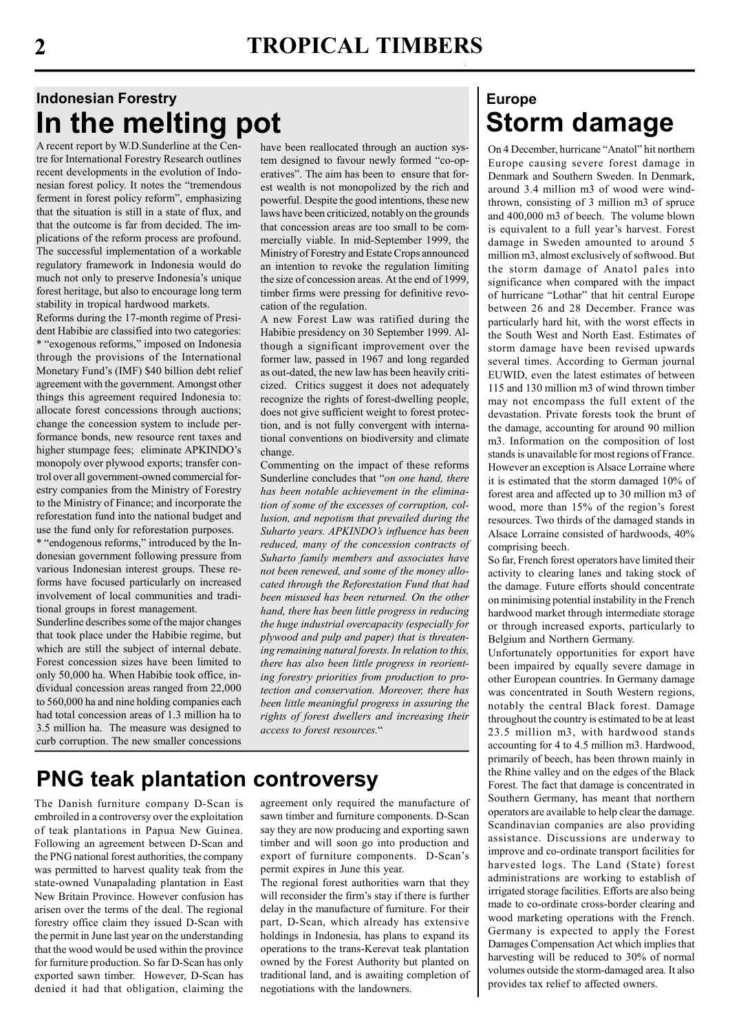## Indonesian Forestry

# In the melting pot

A recent report by W.D.Sunderline at the Centre for International Forestry Research outlines recent developments in the evolution of Indonesian forest policy. It notes the "tremendous ferment in forest policy reform", emphasizing that the situation is still in a state of flux, and that the outcome is far from decided. The implications of the reform process are profound. The successful implementation of a workable regulatory framework in Indonesia would do much not only to preserve Indonesia's unique forest heritage, but also to encourage long term stability in tropical hardwood markets.

Reforms during the 17-month regime of President Habibie are classified into two categories:

* "exogenous reforms," imposed on Indonesia through the provisions of the International Monetary Fund's (IMF) $40 billion debt relief agreement with the government. Amongst other things this agreement required Indonesia to: allocate forest concessions through auctions; change the concession system to include performance bonds, new resource rent taxes and higher stumpage fees; eliminate APKINDO's monopoly over plywood exports; transfer control over all government-owned commercial forestry companies from the Ministry of Forestry to the Ministry of Finance; and incorporate the reforestation fund into the national budget and use the fund only for reforestation purposes.
* "endogenous reforms," introduced by the Indonesian government following pressure from various Indonesian interest groups. These reforms have focused particularly on increased involvement of local communities and traditional groups in forest management.

Sunderline describes some of the major changes that took place under the Habibie regime, but which are still the subject of internal debate. Forest concession sizes have been limited to only 50,000 ha. When Habibie took office, individual concession areas ranged from 22,000 to 560,000 ha and nine holding companies each had total concession areas of 1.3 million ha to 3.5 million ha. The measure was designed to curb corruption. The new smaller concessions have been reallocated through an auction system designed to favour newly formed "co-operatives". The aim has been to ensure that forest wealth is not monopolized by the rich and powerful. Despite the good intentions, these new laws have been criticized, notably on the grounds that concession areas are too small to be commercially viable. In mid-September 1999, the Ministry of Forestry and Estate Crops announced an intention to revoke the regulation limiting the size of concession areas. At the end of 1999, timber firms were pressing for definitive revocation of the regulation.

A new Forest Law was ratified during the Habibie presidency on 30 September 1999. Although a significant improvement over the former law, passed in 1967 and long regarded as out-dated, the new law has been heavily criticized. Critics suggest it does not adequately recognize the rights of forest-dwelling people, does not give sufficient weight to forest protection, and is not fully convergent with international conventions on biodiversity and climate change.

Commenting on the impact of these reforms Sunderline concludes that "*on one hand, there has been notable achievement in the elimination of some of the excesses of corruption, collusion, and nepotism that prevailed during the Suharto years. APKINDO's influence has been reduced, many of the concession contracts of Suharto family members and associates have not been renewed, and some of the money allocated through the Reforestation Fund that had been misused has been returned. On the other hand, there has been little progress in reducing the huge industrial overcapacity (especially for plywood and pulp and paper) that is threatening remaining natural forests. In relation to this, there has also been little progress in reorienting forestry priorities from production to protection and conservation. Moreover, there has been little meaningful progress in assuring the rights of forest dwellers and increasing their access to forest resources.*"

# PNG teak plantation controversy

The Danish furniture company D-Scan is embroiled in a controversy over the exploitation of teak plantations in Papua New Guinea. Following an agreement between D-Scan and the PNG national forest authorities, the company was permitted to harvest quality teak from the state-owned Vunapalading plantation in East New Britain Province. However confusion has arisen over the terms of the deal. The regional forestry office claim they issued D-Scan with the permit in June last year on the understanding that the wood would be used within the province for furniture production. So far D-Scan has only exported sawn timber. However, D-Scan has denied it had that obligation, claiming the agreement only required the manufacture of sawn timber and furniture components. D-Scan say they are now producing and exporting sawn timber and will soon go into production and export of furniture components. D-Scan's permit expires in June this year.

The regional forest authorities warn that they will reconsider the firm's stay if there is further delay in the manufacture of furniture. For their part, D-Scan, which already has extensive holdings in Indonesia, has plans to expand its operations to the trans-Kerevat teak plantation owned by the Forest Authority but planted on traditional land, and is awaiting completion of negotiations with the landowners.

## Europe

# Storm damage

On 4 December, hurricane "Anatol" hit northern Europe causing severe forest damage in Denmark and Southern Sweden. In Denmark, around 3.4 million m3 of wood were wind-thrown, consisting of 3 million m3 of spruce and 400,000 m3 of beech. The volume blown is equivalent to a full year's harvest. Forest damage in Sweden amounted to around 5 million m3, almost exclusively of softwood. But the storm damage of Anatol pales into significance when compared with the impact of hurricane "Lothar" that hit central Europe between 26 and 28 December. France was particularly hard hit, with the worst effects in the South West and North East. Estimates of storm damage have been revised upwards several times. According to German journal EUWID, even the latest estimates of between 115 and 130 million m3 of wind thrown timber may not encompass the full extent of the devastation. Private forests took the brunt of the damage, accounting for around 90 million m3. Information on the composition of lost stands is unavailable for most regions of France. However an exception is Alsace Lorraine where it is estimated that the storm damaged 10% of forest area and affected up to 30 million m3 of wood, more than 15% of the region's forest resources. Two thirds of the damaged stands in Alsace Lorraine consisted of hardwoods, 40% comprising beech.

So far, French forest operators have limited their activity to clearing lanes and taking stock of the damage. Future efforts should concentrate on minimising potential instability in the French hardwood market through intermediate storage or through increased exports, particularly to Belgium and Northern Germany.

Unfortunately opportunities for export have been impaired by equally severe damage in other European countries. In Germany damage was concentrated in South Western regions, notably the central Black forest. Damage throughout the country is estimated to be at least 23.5 million m3, with hardwood stands accounting for 4 to 4.5 million m3. Hardwood, primarily of beech, has been thrown mainly in the Rhine valley and on the edges of the Black Forest. The fact that damage is concentrated in Southern Germany, has meant that northern operators are available to help clear the damage. Scandinavian companies are also providing assistance. Discussions are underway to improve and co-ordinate transport facilities for harvested logs. The Land (State) forest administrations are working to establish of irrigated storage facilities. Efforts are also being made to co-ordinate cross-border clearing and wood marketing operations with the French. Germany is expected to apply the Forest Damages Compensation Act which implies that harvesting will be reduced to 30% of normal volumes outside the storm-damaged area. It also provides tax relief to affected owners.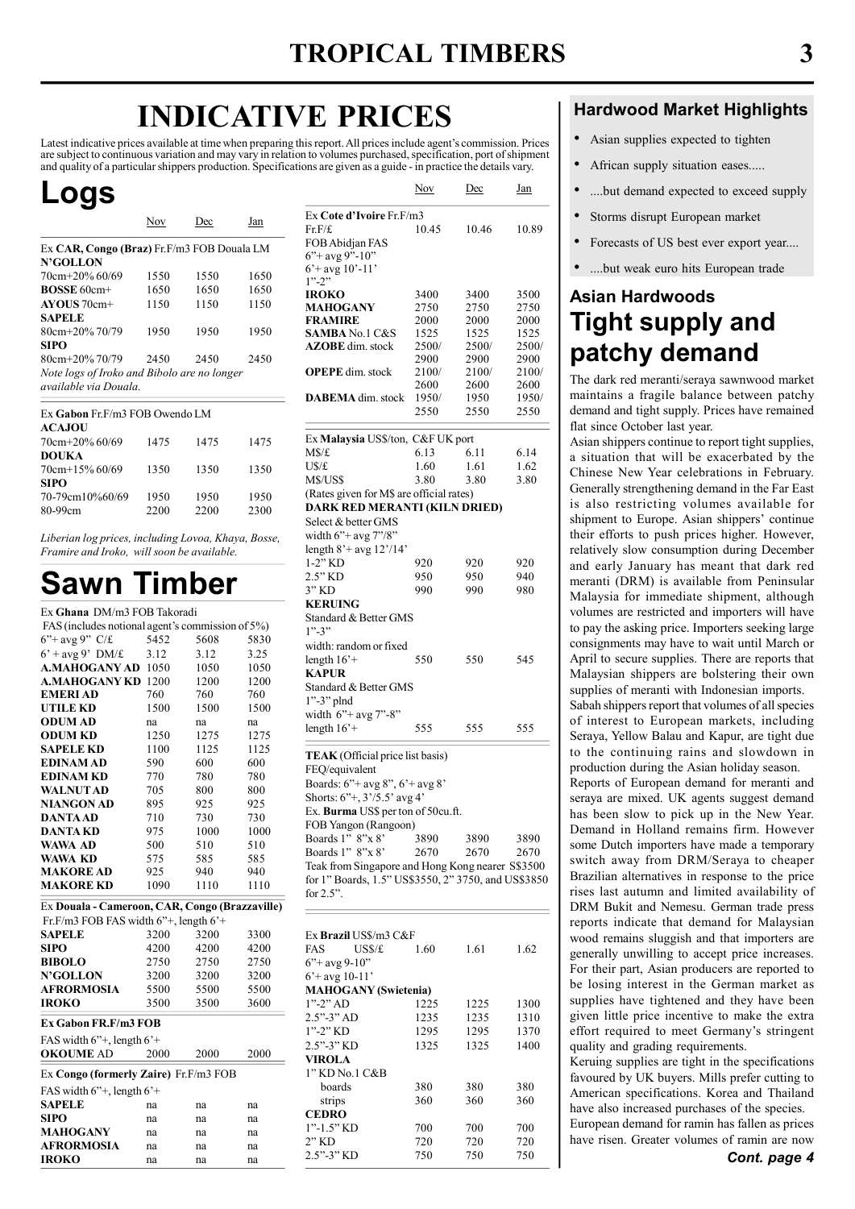# INDICATIVE PRICES

Latest indicative prices available at time when preparing this report. All prices include agent's commission. Prices are subject to continuous variation and may vary in relation to volumes purchased, specification, port of shipment and quality of a particular shippers production. Specifications are given as a guide - in practice the details vary.

## Logs

| | Nov | Dec | Jan |
|---|---|---|---|
| Ex **CAR, Congo (Braz)** Fr.F/m3 FOB Douala LM | | | |
| **N'GOLLON** | | | |
| 70cm+20% 60/69 | 1550 | 1550 | 1650 |
| **BOSSE** 60cm+ | 1650 | 1650 | 1650 |
| **AYOUS** 70cm+ | 1150 | 1150 | 1150 |
| **SAPELE** | | | |
| 80cm+20% 70/79 | 1950 | 1950 | 1950 |
| **SIPO** | | | |
| 80cm+20% 70/79 | 2450 | 2450 | 2450 |

*Note logs of Iroko and Bibolo are no longer available via Douala.*

| | Nov | Dec | Jan |
|---|---|---|---|
| Ex **Gabon** Fr.F/m3 FOB Owendo LM | | | |
| **ACAJOU** | | | |
| 70cm+20% 60/69 | 1475 | 1475 | 1475 |
| **DOUKA** | | | |
| 70cm+15% 60/69 | 1350 | 1350 | 1350 |
| **SIPO** | | | |
| 70-79cm10%60/69 | 1950 | 1950 | 1950 |
| 80-99cm | 2200 | 2200 | 2300 |

*Liberian log prices, including Lovoa, Khaya, Bosse, Framire and Iroko, will soon be available.*

## Sawn Timber

| | Nov | Dec | Jan |
|---|---|---|---|
| Ex **Ghana** DM/m3 FOB Takoradi | | | |
| FAS (includes notional agent's commission of 5%) | | | |
| 6"+ avg 9" C/£ | 5452 | 5608 | 5830 |
| 6' + avg 9' DM/£ | 3.12 | 3.12 | 3.25 |
| **A.MAHOGANY AD** | 1050 | 1050 | 1050 |
| **A.MAHOGANY KD** | 1200 | 1200 | 1200 |
| **EMERI AD** | 760 | 760 | 760 |
| **UTILE KD** | 1500 | 1500 | 1500 |
| **ODUM AD** | na | na | na |
| **ODUM KD** | 1250 | 1275 | 1275 |
| **SAPELE KD** | 1100 | 1125 | 1125 |
| **EDINAM AD** | 590 | 600 | 600 |
| **EDINAM KD** | 770 | 780 | 780 |
| **WALNUT AD** | 705 | 800 | 800 |
| **NIANGON AD** | 895 | 925 | 925 |
| **DANTA AD** | 710 | 730 | 730 |
| **DANTA KD** | 975 | 1000 | 1000 |
| **WAWA AD** | 500 | 510 | 510 |
| **WAWA KD** | 575 | 585 | 585 |
| **MAKORE AD** | 925 | 940 | 940 |
| **MAKORE KD** | 1090 | 1110 | 1110 |

| | Nov | Dec | Jan |
|---|---|---|---|
| Ex **Douala - Cameroon, CAR, Congo (Brazzaville)** | | | |
| Fr.F/m3 FOB FAS width 6"+, length 6'+ | | | |
| **SAPELE** | 3200 | 3200 | 3300 |
| **SIPO** | 4200 | 4200 | 4200 |
| **BIBOLO** | 2750 | 2750 | 2750 |
| **N'GOLLON** | 3200 | 3200 | 3200 |
| **AFRORMOSIA** | 5500 | 5500 | 5500 |
| **IROKO** | 3500 | 3500 | 3600 |

| | Nov | Dec | Jan |
|---|---|---|---|
| **Ex Gabon FR.F/m3 FOB** | | | |
| FAS width 6"+, length 6'+ | | | |
| **OKOUME** AD | 2000 | 2000 | 2000 |

| | Nov | Dec | Jan |
|---|---|---|---|
| Ex **Congo (formerly Zaire)** Fr.F/m3 FOB | | | |
| FAS width 6"+, length 6'+ | | | |
| **SAPELE** | na | na | na |
| **SIPO** | na | na | na |
| **MAHOGANY** | na | na | na |
| **AFRORMOSIA** | na | na | na |
| **IROKO** | na | na | na |

| | Nov | Dec | Jan |
|---|---|---|---|
| Ex **Cote d'Ivoire** Fr.F/m3 | | | |
| Fr.F/£ | 10.45 | 10.46 | 10.89 |
| FOB Abidjan FAS | | | |
| 6"+ avg 9"-10" | | | |
| 6'+ avg 10'-11' | | | |
| 1"-2" | | | |
| **IROKO** | 3400 | 3400 | 3500 |
| **MAHOGANY** | 2750 | 2750 | 2750 |
| **FRAMIRE** | 2000 | 2000 | 2000 |
| **SAMBA** No.1 C&S | 1525 | 1525 | 1525 |
| **AZOBE** dim. stock | 2500/ 2900 | 2500/ 2900 | 2500/ 2900 |
| **OPEPE** dim. stock | 2100/ 2600 | 2100/ 2600 | 2100/ 2600 |
| **DABEMA** dim. stock | 1950/ 2550 | 1950 2550 | 1950/ 2550 |

| | Nov | Dec | Jan |
|---|---|---|---|
| Ex **Malaysia** US$/ton, C&F UK port | | | |
| M$/£ | 6.13 | 6.11 | 6.14 |
| U$/£ | 1.60 | 1.61 | 1.62 |
| M$/US$ | 3.80 | 3.80 | 3.80 |
| (Rates given for M$ are official rates) | | | |
| **DARK RED MERANTI (KILN DRIED)** | | | |
| Select & better GMS | | | |
| width 6"+ avg 7"/8" | | | |
| length 8'+ avg 12'/14' | | | |
| 1-2" KD | 920 | 920 | 920 |
| 2.5" KD | 950 | 950 | 940 |
| 3" KD | 990 | 990 | 980 |
| **KERUING** | | | |
| Standard & Better GMS | | | |
| 1"-3" | | | |
| width: random or fixed | | | |
| length 16'+ | 550 | 550 | 545 |
| **KAPUR** | | | |
| Standard & Better GMS | | | |
| 1"-3" plnd | | | |
| width 6"+ avg 7"-8" | | | |
| length 16'+ | 555 | 555 | 555 |

| | Nov | Dec | Jan |
|---|---|---|---|
| **TEAK** (Official price list basis) | | | |
| FEQ/equivalent | | | |
| Boards: 6"+ avg 8", 6'+ avg 8' | | | |
| Shorts: 6"+, 3'/5.5' avg 4' | | | |
| Ex. **Burma** US$ per ton of 50cu.ft. | | | |
| FOB Yangon (Rangoon) | | | |
| Boards 1" 8"x 8' | 3890 | 3890 | 3890 |
| Boards 1" 8"x 8' | 2670 | 2670 | 2670 |

Teak from Singapore and Hong Kong nearer S$3500 for 1" Boards, 1.5" US$3550, 2" 3750, and US$3850 for 2.5".

| | Nov | Dec | Jan |
|---|---|---|---|
| Ex **Brazil** US$/m3 C&F | | | |
| FAS US$/£ | 1.60 | 1.61 | 1.62 |
| 6"+ avg 9-10" | | | |
| 6'+ avg 10-11' | | | |
| **MAHOGANY (Swietenia)** | | | |
| 1"-2" AD | 1225 | 1225 | 1300 |
| 2.5"-3" AD | 1235 | 1235 | 1310 |
| 1"-2" KD | 1295 | 1295 | 1370 |
| 2.5"-3" KD | 1325 | 1325 | 1400 |
| **VIROLA** | | | |
| 1" KD No.1 C&B | | | |
| boards | 380 | 380 | 380 |
| strips | 360 | 360 | 360 |
| **CEDRO** | | | |
| 1"-1.5" KD | 700 | 700 | 700 |
| 2" KD | 720 | 720 | 720 |
| 2.5"-3" KD | 750 | 750 | 750 |

### Hardwood Market Highlights

- Asian supplies expected to tighten
- African supply situation eases.....
- ....but demand expected to exceed supply
- Storms disrupt European market
- Forecasts of US best ever export year....
- ....but weak euro hits European trade

### Asian Hardwoods

## Tight supply and patchy demand

The dark red meranti/seraya sawnwood market maintains a fragile balance between patchy demand and tight supply. Prices have remained flat since October last year.

Asian shippers continue to report tight supplies, a situation that will be exacerbated by the Chinese New Year celebrations in February. Generally strengthening demand in the Far East is also restricting volumes available for shipment to Europe. Asian shippers' continue their efforts to push prices higher. However, relatively slow consumption during December and early January has meant that dark red meranti (DRM) is available from Peninsular Malaysia for immediate shipment, although volumes are restricted and importers will have to pay the asking price. Importers seeking large consignments may have to wait until March or April to secure supplies. There are reports that Malaysian shippers are bolstering their own supplies of meranti with Indonesian imports.

Sabah shippers report that volumes of all species of interest to European markets, including Seraya, Yellow Balau and Kapur, are tight due to the continuing rains and slowdown in production during the Asian holiday season.

Reports of European demand for meranti and seraya are mixed. UK agents suggest demand has been slow to pick up in the New Year. Demand in Holland remains firm. However some Dutch importers have made a temporary switch away from DRM/Seraya to cheaper Brazilian alternatives in response to the price rises last autumn and limited availability of DRM Bukit and Nemesu. German trade press reports indicate that demand for Malaysian wood remains sluggish and that importers are generally unwilling to accept price increases. For their part, Asian producers are reported to be losing interest in the German market as supplies have tightened and they have been given little price incentive to make the extra effort required to meet Germany's stringent quality and grading requirements.

Keruing supplies are tight in the specifications favoured by UK buyers. Mills prefer cutting to American specifications. Korea and Thailand have also increased purchases of the species.

European demand for ramin has fallen as prices have risen. Greater volumes of ramin are now

*Cont. page 4*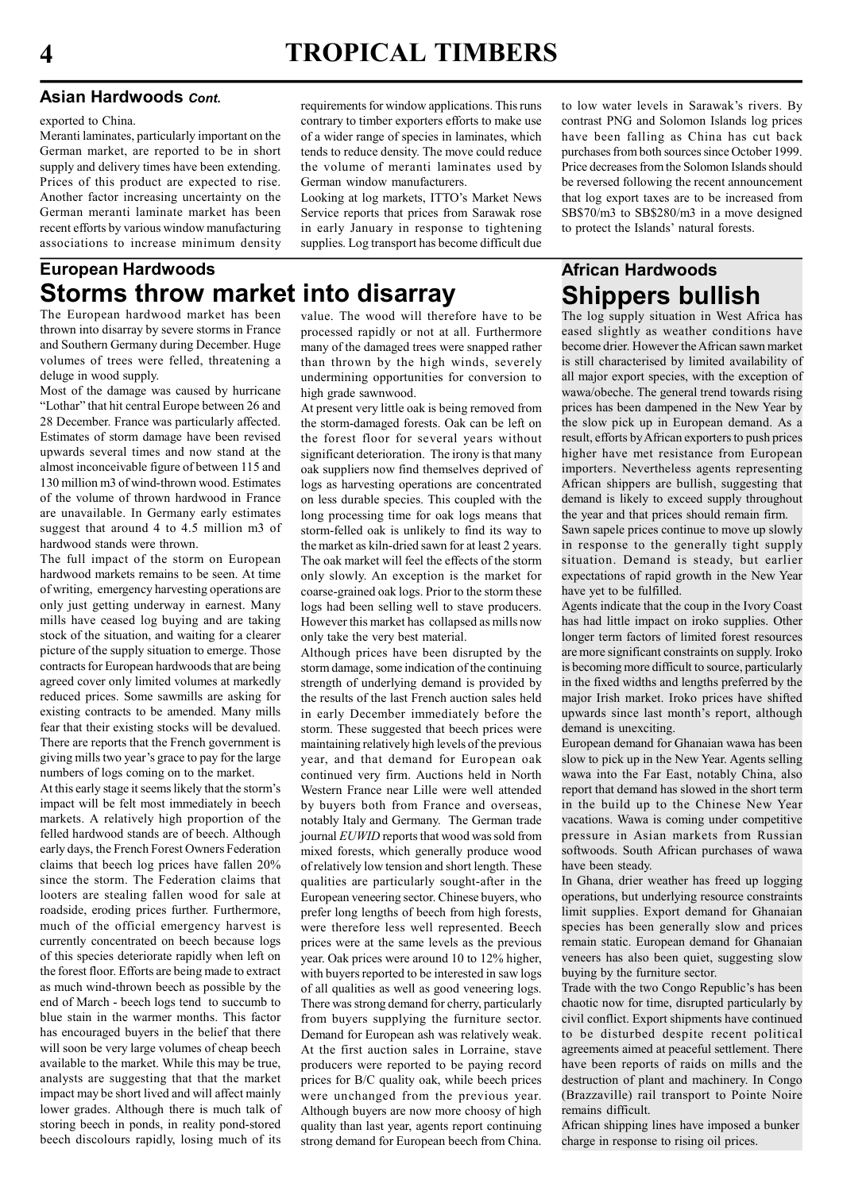## Asian Hardwoods *Cont.*

exported to China.

Meranti laminates, particularly important on the German market, are reported to be in short supply and delivery times have been extending. Prices of this product are expected to rise. Another factor increasing uncertainty on the German meranti laminate market has been recent efforts by various window manufacturing associations to increase minimum density requirements for window applications. This runs contrary to timber exporters efforts to make use of a wider range of species in laminates, which tends to reduce density. The move could reduce the volume of meranti laminates used by German window manufacturers.

Looking at log markets, ITTO's Market News Service reports that prices from Sarawak rose in early January in response to tightening supplies. Log transport has become difficult due to low water levels in Sarawak's rivers. By contrast PNG and Solomon Islands log prices have been falling as China has cut back purchases from both sources since October 1999. Price decreases from the Solomon Islands should be reversed following the recent announcement that log export taxes are to be increased from SB$70/m3 to SB$280/m3 in a move designed to protect the Islands' natural forests.

## European Hardwoods

# Storms throw market into disarray

The European hardwood market has been thrown into disarray by severe storms in France and Southern Germany during December. Huge volumes of trees were felled, threatening a deluge in wood supply.

Most of the damage was caused by hurricane "Lothar" that hit central Europe between 26 and 28 December. France was particularly affected. Estimates of storm damage have been revised upwards several times and now stand at the almost inconceivable figure of between 115 and 130 million m3 of wind-thrown wood. Estimates of the volume of thrown hardwood in France are unavailable. In Germany early estimates suggest that around 4 to 4.5 million m3 of hardwood stands were thrown.

The full impact of the storm on European hardwood markets remains to be seen. At time of writing, emergency harvesting operations are only just getting underway in earnest. Many mills have ceased log buying and are taking stock of the situation, and waiting for a clearer picture of the supply situation to emerge. Those contracts for European hardwoods that are being agreed cover only limited volumes at markedly reduced prices. Some sawmills are asking for existing contracts to be amended. Many mills fear that their existing stocks will be devalued. There are reports that the French government is giving mills two year's grace to pay for the large numbers of logs coming on to the market.

At this early stage it seems likely that the storm's impact will be felt most immediately in beech markets. A relatively high proportion of the felled hardwood stands are of beech. Although early days, the French Forest Owners Federation claims that beech log prices have fallen 20% since the storm. The Federation claims that looters are stealing fallen wood for sale at roadside, eroding prices further. Furthermore, much of the official emergency harvest is currently concentrated on beech because logs of this species deteriorate rapidly when left on the forest floor. Efforts are being made to extract as much wind-thrown beech as possible by the end of March - beech logs tend to succumb to blue stain in the warmer months. This factor has encouraged buyers in the belief that there will soon be very large volumes of cheap beech available to the market. While this may be true, analysts are suggesting that that the market impact may be short lived and will affect mainly lower grades. Although there is much talk of storing beech in ponds, in reality pond-stored beech discolours rapidly, losing much of its value. The wood will therefore have to be processed rapidly or not at all. Furthermore many of the damaged trees were snapped rather than thrown by the high winds, severely undermining opportunities for conversion to high grade sawnwood.

At present very little oak is being removed from the storm-damaged forests. Oak can be left on the forest floor for several years without significant deterioration. The irony is that many oak suppliers now find themselves deprived of logs as harvesting operations are concentrated on less durable species. This coupled with the long processing time for oak logs means that storm-felled oak is unlikely to find its way to the market as kiln-dried sawn for at least 2 years. The oak market will feel the effects of the storm only slowly. An exception is the market for coarse-grained oak logs. Prior to the storm these logs had been selling well to stave producers. However this market has collapsed as mills now only take the very best material.

Although prices have been disrupted by the storm damage, some indication of the continuing strength of underlying demand is provided by the results of the last French auction sales held in early December immediately before the storm. These suggested that beech prices were maintaining relatively high levels of the previous year, and that demand for European oak continued very firm. Auctions held in North Western France near Lille were well attended by buyers both from France and overseas, notably Italy and Germany. The German trade journal *EUWID* reports that wood was sold from mixed forests, which generally produce wood of relatively low tension and short length. These qualities are particularly sought-after in the European veneering sector. Chinese buyers, who prefer long lengths of beech from high forests, were therefore less well represented. Beech prices were at the same levels as the previous year. Oak prices were around 10 to 12% higher, with buyers reported to be interested in saw logs of all qualities as well as good veneering logs. There was strong demand for cherry, particularly from buyers supplying the furniture sector. Demand for European ash was relatively weak. At the first auction sales in Lorraine, stave producers were reported to be paying record prices for B/C quality oak, while beech prices were unchanged from the previous year. Although buyers are now more choosy of high quality than last year, agents report continuing strong demand for European beech from China.

## African Hardwoods

# Shippers bullish

The log supply situation in West Africa has eased slightly as weather conditions have become drier. However the African sawn market is still characterised by limited availability of all major export species, with the exception of wawa/obeche. The general trend towards rising prices has been dampened in the New Year by the slow pick up in European demand. As a result, efforts by African exporters to push prices higher have met resistance from European importers. Nevertheless agents representing African shippers are bullish, suggesting that demand is likely to exceed supply throughout the year and that prices should remain firm.

Sawn sapele prices continue to move up slowly in response to the generally tight supply situation. Demand is steady, but earlier expectations of rapid growth in the New Year have yet to be fulfilled.

Agents indicate that the coup in the Ivory Coast has had little impact on iroko supplies. Other longer term factors of limited forest resources are more significant constraints on supply. Iroko is becoming more difficult to source, particularly in the fixed widths and lengths preferred by the major Irish market. Iroko prices have shifted upwards since last month's report, although demand is unexciting.

European demand for Ghanaian wawa has been slow to pick up in the New Year. Agents selling wawa into the Far East, notably China, also report that demand has slowed in the short term in the build up to the Chinese New Year vacations. Wawa is coming under competitive pressure in Asian markets from Russian softwoods. South African purchases of wawa have been steady.

In Ghana, drier weather has freed up logging operations, but underlying resource constraints limit supplies. Export demand for Ghanaian species has been generally slow and prices remain static. European demand for Ghanaian veneers has also been quiet, suggesting slow buying by the furniture sector.

Trade with the two Congo Republic's has been chaotic now for time, disrupted particularly by civil conflict. Export shipments have continued to be disturbed despite recent political agreements aimed at peaceful settlement. There have been reports of raids on mills and the destruction of plant and machinery. In Congo (Brazzaville) rail transport to Pointe Noire remains difficult.

African shipping lines have imposed a bunker charge in response to rising oil prices.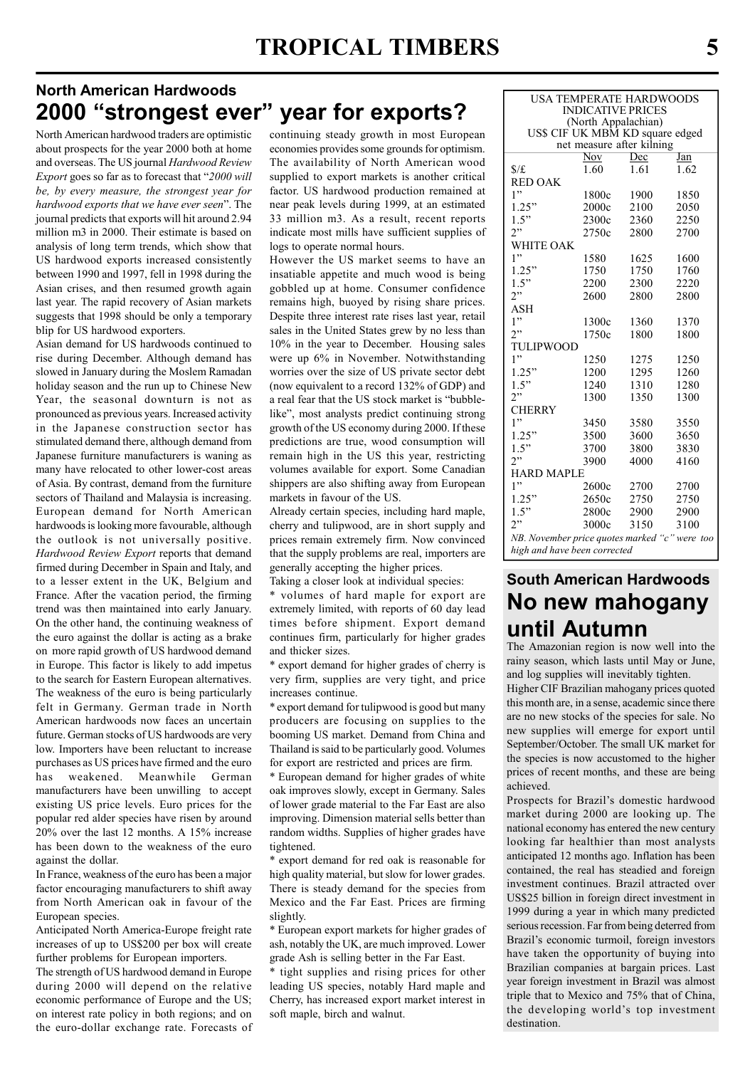## North American Hardwoods

# 2000 "strongest ever" year for exports?

North American hardwood traders are optimistic about prospects for the year 2000 both at home and overseas. The US journal *Hardwood Review Export* goes so far as to forecast that "*2000 will be, by every measure, the strongest year for hardwood exports that we have ever seen*". The journal predicts that exports will hit around 2.94 million m3 in 2000. Their estimate is based on analysis of long term trends, which show that US hardwood exports increased consistently between 1990 and 1997, fell in 1998 during the Asian crises, and then resumed growth again last year. The rapid recovery of Asian markets suggests that 1998 should be only a temporary blip for US hardwood exporters.

Asian demand for US hardwoods continued to rise during December. Although demand has slowed in January during the Moslem Ramadan holiday season and the run up to Chinese New Year, the seasonal downturn is not as pronounced as previous years. Increased activity in the Japanese construction sector has stimulated demand there, although demand from Japanese furniture manufacturers is waning as many have relocated to other lower-cost areas of Asia. By contrast, demand from the furniture sectors of Thailand and Malaysia is increasing.

European demand for North American hardwoods is looking more favourable, although the outlook is not universally positive. *Hardwood Review Export* reports that demand firmed during December in Spain and Italy, and to a lesser extent in the UK, Belgium and France. After the vacation period, the firming trend was then maintained into early January. On the other hand, the continuing weakness of the euro against the dollar is acting as a brake on more rapid growth of US hardwood demand in Europe. This factor is likely to add impetus to the search for Eastern European alternatives.

The weakness of the euro is being particularly felt in Germany. German trade in North American hardwoods now faces an uncertain future. German stocks of US hardwoods are very low. Importers have been reluctant to increase purchases as US prices have firmed and the euro has weakened. Meanwhile German manufacturers have been unwilling to accept existing US price levels. Euro prices for the popular red alder species have risen by around 20% over the last 12 months. A 15% increase has been down to the weakness of the euro against the dollar.

In France, weakness of the euro has been a major factor encouraging manufacturers to shift away from North American oak in favour of the European species.

Anticipated North America-Europe freight rate increases of up to US$200 per box will create further problems for European importers.

The strength of US hardwood demand in Europe during 2000 will depend on the relative economic performance of Europe and the US; on interest rate policy in both regions; and on the euro-dollar exchange rate. Forecasts of continuing steady growth in most European economies provides some grounds for optimism.

The availability of North American wood supplied to export markets is another critical factor. US hardwood production remained at near peak levels during 1999, at an estimated 33 million m3. As a result, recent reports indicate most mills have sufficient supplies of logs to operate normal hours.

However the US market seems to have an insatiable appetite and much wood is being gobbled up at home. Consumer confidence remains high, buoyed by rising share prices. Despite three interest rate rises last year, retail sales in the United States grew by no less than 10% in the year to December. Housing sales were up 6% in November. Notwithstanding worries over the size of US private sector debt (now equivalent to a record 132% of GDP) and a real fear that the US stock market is "bubble-like", most analysts predict continuing strong growth of the US economy during 2000. If these predictions are true, wood consumption will remain high in the US this year, restricting volumes available for export. Some Canadian shippers are also shifting away from European markets in favour of the US.

Already certain species, including hard maple, cherry and tulipwood, are in short supply and prices remain extremely firm. Now convinced that the supply problems are real, importers are generally accepting the higher prices.

Taking a closer look at individual species:

* volumes of hard maple for export are extremely limited, with reports of 60 day lead times before shipment. Export demand continues firm, particularly for higher grades and thicker sizes.
* export demand for higher grades of cherry is very firm, supplies are very tight, and price increases continue.
* export demand for tulipwood is good but many producers are focusing on supplies to the booming US market. Demand from China and Thailand is said to be particularly good. Volumes for export are restricted and prices are firm.
* European demand for higher grades of white oak improves slowly, except in Germany. Sales of lower grade material to the Far East are also improving. Dimension material sells better than random widths. Supplies of higher grades have tightened.
* export demand for red oak is reasonable for high quality material, but slow for lower grades. There is steady demand for the species from Mexico and the Far East. Prices are firming slightly.
* European export markets for higher grades of ash, notably the UK, are much improved. Lower grade Ash is selling better in the Far East.
* tight supplies and rising prices for other leading US species, notably Hard maple and Cherry, has increased export market interest in soft maple, birch and walnut.

| USA TEMPERATE HARDWOODS INDICATIVE PRICES (North Appalachian) US$ CIF UK MBM KD square edged net measure after kilning | Nov | Dec | Jan |
|---|---|---|---|
| $/£ | 1.60 | 1.61 | 1.62 |
| RED OAK | | | |
| 1" | 1800c | 1900 | 1850 |
| 1.25" | 2000c | 2100 | 2050 |
| 1.5" | 2300c | 2360 | 2250 |
| 2" | 2750c | 2800 | 2700 |
| WHITE OAK | | | |
| 1" | 1580 | 1625 | 1600 |
| 1.25" | 1750 | 1750 | 1760 |
| 1.5" | 2200 | 2300 | 2220 |
| 2" | 2600 | 2800 | 2800 |
| ASH | | | |
| 1" | 1300c | 1360 | 1370 |
| 2" | 1750c | 1800 | 1800 |
| TULIPWOOD | | | |
| 1" | 1250 | 1275 | 1250 |
| 1.25" | 1200 | 1295 | 1260 |
| 1.5" | 1240 | 1310 | 1280 |
| 2" | 1300 | 1350 | 1300 |
| CHERRY | | | |
| 1" | 3450 | 3580 | 3550 |
| 1.25" | 3500 | 3600 | 3650 |
| 1.5" | 3700 | 3800 | 3830 |
| 2" | 3900 | 4000 | 4160 |
| HARD MAPLE | | | |
| 1" | 2600c | 2700 | 2700 |
| 1.25" | 2650c | 2750 | 2750 |
| 1.5" | 2800c | 2900 | 2900 |
| 2" | 3000c | 3150 | 3100 |

*NB. November price quotes marked "c" were too high and have been corrected*

## South American Hardwoods

# No new mahogany until Autumn

The Amazonian region is now well into the rainy season, which lasts until May or June, and log supplies will inevitably tighten.

Higher CIF Brazilian mahogany prices quoted this month are, in a sense, academic since there are no new stocks of the species for sale. No new supplies will emerge for export until September/October. The small UK market for the species is now accustomed to the higher prices of recent months, and these are being achieved.

Prospects for Brazil's domestic hardwood market during 2000 are looking up. The national economy has entered the new century looking far healthier than most analysts anticipated 12 months ago. Inflation has been contained, the real has steadied and foreign investment continues. Brazil attracted over US$25 billion in foreign direct investment in 1999 during a year in which many predicted serious recession. Far from being deterred from Brazil's economic turmoil, foreign investors have taken the opportunity of buying into Brazilian companies at bargain prices. Last year foreign investment in Brazil was almost triple that to Mexico and 75% that of China, the developing world's top investment destination.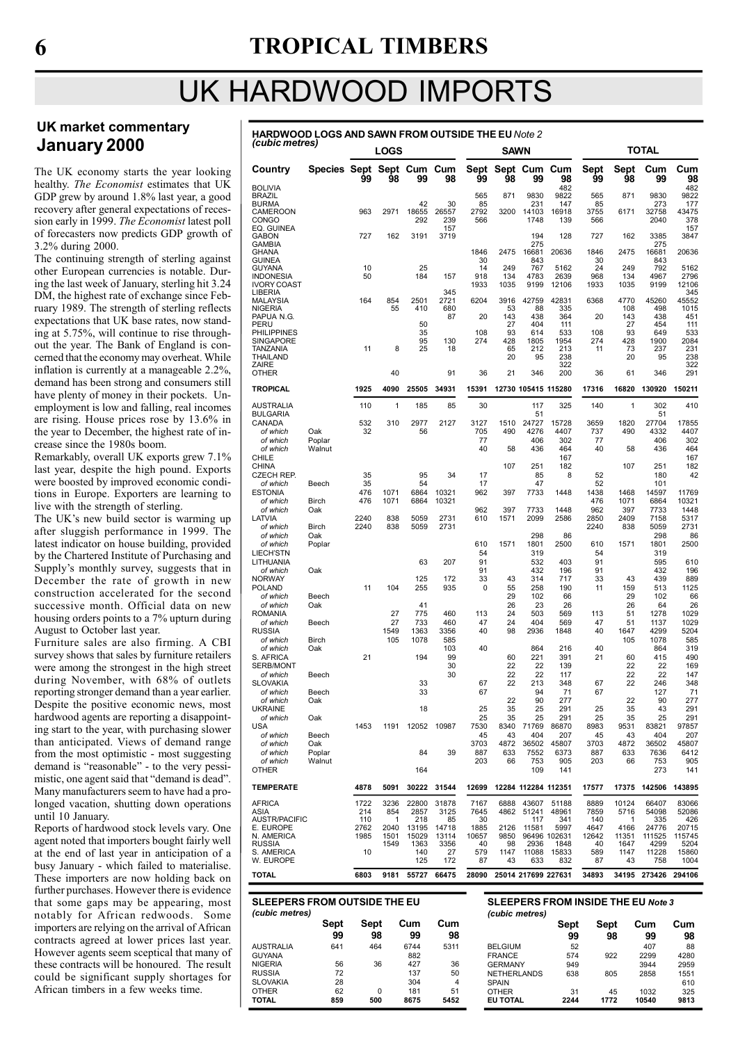# UK HARDWOOD IMPORTS

## UK market commentary
## January 2000

The UK economy starts the year looking healthy. *The Economist* estimates that UK GDP grew by around 1.8% last year, a good recovery after general expectations of recession early in 1999. *The Economist* latest poll of forecasters now predicts GDP growth of 3.2% during 2000.

The continuing strength of sterling against other European currencies is notable. During the last week of January, sterling hit 3.24 DM, the highest rate of exchange since February 1989. The strength of sterling reflects expectations that UK base rates, now standing at 5.75%, will continue to rise throughout the year. The Bank of England is concerned that the economy may overheat. While inflation is currently at a manageable 2.2%, demand has been strong and consumers still have plenty of money in their pockets. Unemployment is low and falling, real incomes are rising. House prices rose by 13.6% in the year to December, the highest rate of increase since the 1980s boom.

Remarkably, overall UK exports grew 7.1% last year, despite the high pound. Exports were boosted by improved economic conditions in Europe. Exporters are learning to live with the strength of sterling.

The UK's new build sector is warming up after sluggish performance in 1999. The latest indicator on house building, provided by the Chartered Institute of Purchasing and Supply's monthly survey, suggests that in December the rate of growth in new construction accelerated for the second successive month. Official data on new housing orders points to a 7% upturn during August to October last year.

Furniture sales are also firming. A CBI survey shows that sales by furniture retailers were among the strongest in the high street during November, with 68% of outlets reporting stronger demand than a year earlier. Despite the positive economic news, most hardwood agents are reporting a disappointing start to the year, with purchasing slower than anticipated. Views of demand range from the most optimistic - most suggesting demand is "reasonable" - to the very pessimistic, one agent said that "demand is dead". Many manufacturers seem to have had a prolonged vacation, shutting down operations until 10 January.

Reports of hardwood stock levels vary. One agent noted that importers bought fairly well at the end of last year in anticipation of a busy January - which failed to materialise. These importers are now holding back on further purchases. However there is evidence that some gaps may be appearing, most notably for African redwoods. Some importers are relying on the arrival of African contracts agreed at lower prices last year. However agents seem sceptical that many of these contracts will be honoured. The result could be significant supply shortages for African timbers in a few weeks time.

### HARDWOOD LOGS AND SAWN FROM OUTSIDE THE EU *Note 2*
*(cubic metres)*

| Country | Species | LOGS | | | | SAWN | | | | TOTAL | | | |
|---|---|---|---|---|---|---|---|---|---|---|---|---|---|
| | | Sept 99 | Sept 98 | Cum 99 | Cum 98 | Sept 99 | Sept 98 | Cum 99 | Cum 98 | Sept 99 | Sept 98 | Cum 99 | Cum 98 |
| BOLIVIA | | | | | | | | | 482 | | | | 482 |
| BRAZIL | | | | | | 565 | 871 | 9830 | 9822 | 565 | 871 | 9830 | 9822 |
| BURMA | | | | 42 | 30 | 85 | | 231 | 147 | 85 | | 273 | 177 |
| CAMEROON | | 963 | 2971 | 18655 | 26557 | 2792 | 3200 | 14103 | 16918 | 3755 | 6171 | 32758 | 43475 |
| CONGO | | | | 292 | 239 | 566 | | 1748 | 139 | 566 | | 2040 | 378 |
| EQ. GUINEA | | | | | 157 | | | | | | | | 157 |
| GABON | | 727 | 162 | 3191 | 3719 | | | 194 | 128 | 727 | 162 | 3385 | 3847 |
| GAMBIA | | | | | | | | 275 | | | | 275 | |
| GHANA | | | | | | 1846 | 2475 | 16681 | 20636 | 1846 | 2475 | 16681 | 20636 |
| GUINEA | | | | | | 30 | | 843 | | 30 | | 843 | |
| GUYANA | | 10 | | 25 | | 14 | 249 | 767 | 5162 | 24 | 249 | 792 | 5162 |
| INDONESIA | | 50 | | 184 | 157 | 918 | 134 | 4783 | 2639 | 968 | 134 | 4967 | 2796 |
| IVORY COAST | | | | | | 1933 | 1035 | 9199 | 12106 | 1933 | 1035 | 9199 | 12106 |
| LIBERIA | | | | | 345 | | | | | | | | 345 |
| MALAYSIA | | 164 | 854 | 2501 | 2721 | 6204 | 3916 | 42759 | 42831 | 6368 | 4770 | 45260 | 45552 |
| NIGERIA | | | 55 | 410 | 680 | | 53 | 88 | 335 | | 108 | 498 | 1015 |
| PAPUA N.G. | | | | | 87 | 20 | 143 | 438 | 364 | 20 | 143 | 438 | 451 |
| PERU | | | | 50 | | | 27 | 404 | 111 | | 27 | 454 | 111 |
| PHILIPPINES | | | | 35 | | 108 | 93 | 614 | 533 | 108 | 93 | 649 | 533 |
| SINGAPORE | | | | 95 | 130 | 274 | 428 | 1805 | 1954 | 274 | 428 | 1900 | 2084 |
| TANZANIA | | 11 | 8 | 25 | 18 | | 65 | 212 | 213 | 11 | 73 | 237 | 231 |
| THAILAND | | | | | | | 20 | 95 | 238 | | 20 | 95 | 238 |
| ZAIRE | | | | | | | | | 322 | | | | 322 |
| OTHER | | | 40 | | 91 | 36 | 21 | 346 | 200 | 36 | 61 | 346 | 291 |
| **TROPICAL** | | **1925** | **4090** | **25505** | **34931** | **15391** | **12730** | **105415** | **115280** | **17316** | **16820** | **130920** | **150211** |
| AUSTRALIA | | 110 | 1 | 185 | 85 | 30 | | 117 | 325 | 140 | 1 | 302 | 410 |
| BULGARIA | | | | | | | | 51 | | | | 51 | |
| CANADA | | 532 | 310 | 2977 | 2127 | 3127 | 1510 | 24727 | 15728 | 3659 | 1820 | 27704 | 17855 |
| *of which* | Oak | 32 | | 56 | | 705 | 490 | 4276 | 4407 | 737 | 490 | 4332 | 4407 |
| *of which* | Poplar | | | | | 77 | | 406 | 302 | 77 | | 406 | 302 |
| *of which* | Walnut | | | | | 40 | 58 | 436 | 464 | 40 | 58 | 436 | 464 |
| CHILE | | | | | | | | | 167 | | | | 167 |
| CHINA | | | | | | | 107 | 251 | 182 | | 107 | 251 | 182 |
| CZECH REP. | | 35 | | 95 | 34 | 17 | | 85 | 8 | 52 | | 180 | 42 |
| *of which* | Beech | 35 | | 54 | | 17 | | 47 | | 52 | | 101 | |
| ESTONIA | | 476 | 1071 | 6864 | 10321 | 962 | 397 | 7733 | 1448 | 1438 | 1468 | 14597 | 11769 |
| *of which* | Birch | 476 | 1071 | 6864 | 10321 | | | | | 476 | 1071 | 6864 | 10321 |
| *of which* | Oak | | | | | 962 | 397 | 7733 | 1448 | 962 | 397 | 7733 | 1448 |
| LATVIA | | 2240 | 838 | 5059 | 2731 | 610 | 1571 | 2099 | 2586 | 2850 | 2409 | 7158 | 5317 |
| *of which* | Birch | 2240 | 838 | 5059 | 2731 | | | | | 2240 | 838 | 5059 | 2731 |
| *of which* | Oak | | | | | | | 298 | 86 | | | 298 | 86 |
| *of which* | Poplar | | | | | 610 | 1571 | 1801 | 2500 | 610 | 1571 | 1801 | 2500 |
| LIECH'STN | | | | | | 54 | | 319 | | 54 | | 319 | |
| LITHUANIA | | | | 63 | 207 | 91 | | 532 | 403 | 91 | | 595 | 610 |
| *of which* | Oak | | | | | 91 | | 432 | 196 | 91 | | 432 | 196 |
| NORWAY | | | | 125 | 172 | 33 | 43 | 314 | 717 | 33 | 43 | 439 | 889 |
| POLAND | | 11 | 104 | 255 | 935 | 0 | 55 | 258 | 190 | 11 | 159 | 513 | 1125 |
| *of which* | Beech | | | | | | 29 | 102 | 66 | | 29 | 102 | 66 |
| *of which* | Oak | | | 41 | | | 26 | 23 | 26 | | 26 | 64 | 26 |
| ROMANIA | | | 27 | 775 | 460 | 113 | 24 | 503 | 569 | 113 | 51 | 1278 | 1029 |
| *of which* | Beech | | 27 | 733 | 460 | 47 | 24 | 404 | 569 | 47 | 51 | 1137 | 1029 |
| RUSSIA | | | 1549 | 1363 | 3356 | 40 | 98 | 2936 | 1848 | 40 | 1647 | 4299 | 5204 |
| *of which* | Birch | | 105 | 1078 | 585 | | | | | | 105 | 1078 | 585 |
| *of which* | Oak | | | | 103 | 40 | | 864 | 216 | 40 | | 864 | 319 |
| S. AFRICA | | 21 | | 194 | 99 | | 60 | 221 | 391 | 21 | 60 | 415 | 490 |
| SERB/MONT | | | | | 30 | | 22 | 22 | 139 | | 22 | 22 | 169 |
| *of which* | Beech | | | | 30 | | 22 | 22 | 117 | | 22 | 22 | 147 |
| SLOVAKIA | | | | 33 | | 67 | 22 | 213 | 348 | 67 | 22 | 246 | 348 |
| *of which* | Beech | | | 33 | | 67 | | 94 | 71 | 67 | | 127 | 71 |
| *of which* | Oak | | | | | | 22 | 90 | 277 | | 22 | 90 | 277 |
| UKRAINE | | | | 18 | | 25 | 35 | 25 | 291 | 25 | 35 | 43 | 291 |
| *of which* | Oak | | | | | 25 | 35 | 25 | 291 | 25 | 35 | 25 | 291 |
| USA | | 1453 | 1191 | 12052 | 10987 | 7530 | 8340 | 71769 | 86870 | 8983 | 9531 | 83821 | 97857 |
| *of which* | Beech | | | | | 45 | 43 | 404 | 207 | 45 | 43 | 404 | 207 |
| *of which* | Oak | | | | | 3703 | 4872 | 36502 | 45807 | 3703 | 4872 | 36502 | 45807 |
| *of which* | Poplar | | | 84 | 39 | 887 | 633 | 7552 | 6373 | 887 | 633 | 7636 | 6412 |
| *of which* | Walnut | | | | | 203 | 66 | 753 | 905 | 203 | 66 | 753 | 905 |
| OTHER | | | | 164 | | | | 109 | 141 | | | 273 | 141 |
| **TEMPERATE** | | **4878** | **5091** | **30222** | **31544** | **12699** | **12284** | **112284** | **112351** | **17577** | **17375** | **142506** | **143895** |
| AFRICA | | 1722 | 3236 | 22800 | 31878 | 7167 | 6888 | 43607 | 51188 | 8889 | 10124 | 66407 | 83066 |
| ASIA | | 214 | 854 | 2857 | 3125 | 7645 | 4862 | 51241 | 48961 | 7859 | 5716 | 54098 | 52086 |
| AUSTR/PACIFIC | | 110 | 1 | 218 | 85 | 30 | | 117 | 341 | 140 | 1 | 335 | 426 |
| E. EUROPE | | 2762 | 2040 | 13195 | 14718 | 1885 | 2126 | 11581 | 5997 | 4647 | 4166 | 24776 | 20715 |
| N. AMERICA | | 1985 | 1501 | 15029 | 13114 | 10657 | 9850 | 96496 | 102631 | 12642 | 11351 | 111525 | 115745 |
| RUSSIA | | | 1549 | 1363 | 3356 | 40 | 98 | 2936 | 1848 | 40 | 1647 | 4299 | 5204 |
| S. AMERICA | | 10 | | 140 | 27 | 579 | 1147 | 11088 | 15833 | 589 | 1147 | 11228 | 15860 |
| W. EUROPE | | | | 125 | 172 | 87 | 43 | 633 | 832 | 87 | 43 | 758 | 1004 |
| **TOTAL** | | **6803** | **9181** | **55727** | **66475** | **28090** | **25014** | **217699** | **227631** | **34893** | **34195** | **273426** | **294106** |

### SLEEPERS FROM OUTSIDE THE EU
*(cubic metres)*

| | Sept 99 | Sept 98 | Cum 99 | Cum 98 |
|---|---|---|---|---|
| AUSTRALIA | 641 | 464 | 6744 | 5311 |
| GUYANA | | | 882 | |
| NIGERIA | 56 | 36 | 427 | 36 |
| RUSSIA | 72 | | 137 | 50 |
| SLOVAKIA | 28 | | 304 | 4 |
| OTHER | 62 | 0 | 181 | 51 |
| **TOTAL** | **859** | **500** | **8675** | **5452** |

### SLEEPERS FROM INSIDE THE EU *Note 3*
*(cubic metres)*

| | Sept 99 | Sept 98 | Cum 99 | Cum 98 |
|---|---|---|---|---|
| BELGIUM | 52 | | 407 | 88 |
| FRANCE | 574 | 922 | 2299 | 4280 |
| GERMANY | 949 | | 3944 | 2959 |
| NETHERLANDS | 638 | 805 | 2858 | 1551 |
| SPAIN | | | | 610 |
| OTHER | 31 | 45 | 1032 | 325 |
| **EU TOTAL** | **2244** | **1772** | **10540** | **9813** |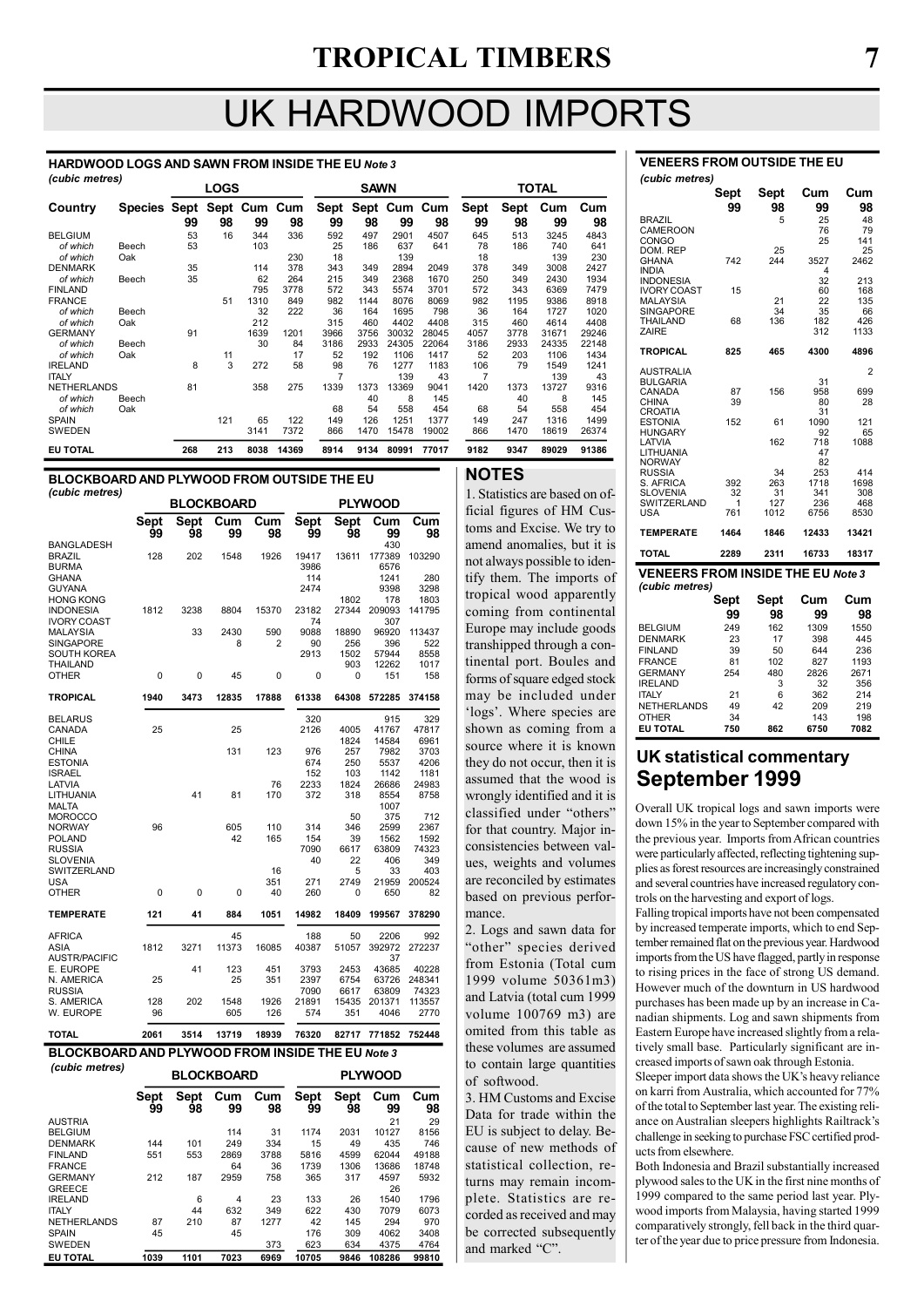# UK HARDWOOD IMPORTS

### HARDWOOD LOGS AND SAWN FROM INSIDE THE EU *Note 3*

*(cubic metres)*

| Country | Species | LOGS Sept 99 | LOGS Sept 98 | LOGS Cum 99 | LOGS Cum 98 | SAWN Sept 99 | SAWN Sept 98 | SAWN Cum 99 | SAWN Cum 98 | TOTAL Sept 99 | TOTAL Sept 98 | TOTAL Cum 99 | TOTAL Cum 98 |
|---|---|---|---|---|---|---|---|---|---|---|---|---|---|
| BELGIUM | | 53 | 16 | 344 | 336 | 592 | 497 | 2901 | 4507 | 645 | 513 | 3245 | 4843 |
| *of which* | Beech | 53 | | 103 | | 25 | 186 | 637 | 641 | 78 | 186 | 740 | 641 |
| *of which* | Oak | | | | 230 | 18 | | 139 | | 18 | | 139 | 230 |
| DENMARK | | 35 | | 114 | 378 | 343 | 349 | 2894 | 2049 | 378 | 349 | 3008 | 2427 |
| *of which* | Beech | 35 | | 62 | 264 | 215 | 349 | 2368 | 1670 | 250 | 349 | 2430 | 1934 |
| FINLAND | | | | 795 | 3778 | 572 | 343 | 5574 | 3701 | 572 | 343 | 6369 | 7479 |
| FRANCE | | | 51 | 1310 | 849 | 982 | 1144 | 8076 | 8069 | 982 | 1195 | 9386 | 8918 |
| *of which* | Beech | | | 32 | 222 | 36 | 164 | 1695 | 798 | 36 | 164 | 1727 | 1020 |
| *of which* | Oak | | | 212 | | 315 | 460 | 4402 | 4408 | 315 | 460 | 4614 | 4408 |
| GERMANY | | 91 | | 1639 | 1201 | 3966 | 3756 | 30032 | 28045 | 4057 | 3778 | 31671 | 29246 |
| *of which* | Beech | | | 30 | 84 | 3186 | 2933 | 24305 | 22064 | 3186 | 2933 | 24335 | 22148 |
| *of which* | Oak | | 11 | | 17 | 52 | 192 | 1106 | 1417 | 52 | 203 | 1106 | 1434 |
| IRELAND | | 8 | 3 | 272 | 58 | 98 | 76 | 1277 | 1183 | 106 | 79 | 1549 | 1241 |
| ITALY | | | | | | 7 | | 139 | 43 | 7 | | 139 | 43 |
| NETHERLANDS | | 81 | | 358 | 275 | 1339 | 1373 | 13369 | 9041 | 1420 | 1373 | 13727 | 9316 |
| *of which* | Beech | | | | | | 40 | 8 | 145 | | 40 | 8 | 145 |
| *of which* | Oak | | | | | 68 | 54 | 558 | 454 | 68 | 54 | 558 | 454 |
| SPAIN | | | 121 | 65 | 122 | 149 | 126 | 1251 | 1377 | 149 | 247 | 1316 | 1499 |
| SWEDEN | | | | 3141 | 7372 | 866 | 1470 | 15478 | 19002 | 866 | 1470 | 18619 | 26374 |
| **EU TOTAL** | | **268** | **213** | **8038** | **14369** | **8914** | **9134** | **80991** | **77017** | **9182** | **9347** | **89029** | **91386** |

### BLOCKBOARD AND PLYWOOD FROM OUTSIDE THE EU

*(cubic metres)*

| | BLOCKBOARD Sept 99 | BLOCKBOARD Sept 98 | BLOCKBOARD Cum 99 | BLOCKBOARD Cum 98 | PLYWOOD Sept 99 | PLYWOOD Sept 98 | PLYWOOD Cum 99 | PLYWOOD Cum 98 |
|---|---|---|---|---|---|---|---|---|
| BANGLADESH | | | | | | | 430 | |
| BRAZIL | 128 | 202 | 1548 | 1926 | 19417 | 13611 | 177389 | 103290 |
| BURMA | | | | | 3986 | | 6576 | |
| GHANA | | | | | 114 | | 1241 | 280 |
| GUYANA | | | | | 2474 | | 9398 | 3298 |
| HONG KONG | | | | | | 1802 | 178 | 1803 |
| INDONESIA | 1812 | 3238 | 8804 | 15370 | 23182 | 27344 | 209093 | 141795 |
| IVORY COAST | | | | | 74 | | 307 | |
| MALAYSIA | | 33 | 2430 | 590 | 9088 | 18890 | 96920 | 113437 |
| SINGAPORE | | | 8 | 2 | 90 | 256 | 396 | 522 |
| SOUTH KOREA | | | | | 2913 | 1502 | 57944 | 8558 |
| THAILAND | | | | | | 903 | 12262 | 1017 |
| OTHER | 0 | 0 | 45 | 0 | 0 | 0 | 151 | 158 |
| **TROPICAL** | **1940** | **3473** | **12835** | **17888** | **61338** | **64308** | **572285** | **374158** |
| BELARUS | | | | | 320 | | 915 | 329 |
| CANADA | 25 | | 25 | | 2126 | 4005 | 41767 | 47817 |
| CHILE | | | | | | 1824 | 14584 | 6961 |
| CHINA | | | 131 | 123 | 976 | 257 | 7982 | 3703 |
| ESTONIA | | | | | 674 | 250 | 5537 | 4206 |
| ISRAEL | | | | | 152 | 103 | 1142 | 1181 |
| LATVIA | | | | 76 | 2233 | 1824 | 26686 | 24983 |
| LITHUANIA | | 41 | 81 | 170 | 372 | 318 | 8554 | 8758 |
| MALTA | | | | | | | 1007 | |
| MOROCCO | | | | | | 50 | 375 | 712 |
| NORWAY | 96 | | 605 | 110 | 314 | 346 | 2599 | 2367 |
| POLAND | | | 42 | 165 | 154 | 39 | 1562 | 1592 |
| RUSSIA | | | | | 7090 | 6617 | 63809 | 74323 |
| SLOVENIA | | | | | 40 | 22 | 406 | 349 |
| SWITZERLAND | | | | 16 | | 5 | 33 | 403 |
| USA | | | | 351 | 271 | 2749 | 21959 | 200524 |
| OTHER | 0 | 0 | 0 | 40 | 260 | 0 | 650 | 82 |
| **TEMPERATE** | **121** | **41** | **884** | **1051** | **14982** | **18409** | **199567** | **378290** |
| AFRICA | | | 45 | | 188 | 50 | 2206 | 992 |
| ASIA | 1812 | 3271 | 11373 | 16085 | 40387 | 57051 | 392972 | 272237 |
| AUSTR/PACIFIC | | | | | | | 37 | |
| E. EUROPE | | 41 | 123 | 451 | 3793 | 2453 | 43685 | 40228 |
| N. AMERICA | 25 | | 25 | 351 | 2397 | 6754 | 63726 | 248341 |
| RUSSIA | | | | | 7090 | 6617 | 63809 | 74323 |
| S. AMERICA | 128 | 202 | 1548 | 1926 | 21891 | 15435 | 201371 | 113557 |
| W. EUROPE | 96 | | 605 | 126 | 574 | 351 | 4046 | 2770 |
| **TOTAL** | **2061** | **3514** | **13719** | **18939** | **76320** | **82717** | **771852** | **752448** |

### BLOCKBOARD AND PLYWOOD FROM INSIDE THE EU *Note 3*

*(cubic metres)*

| | BLOCKBOARD Sept 99 | BLOCKBOARD Sept 98 | BLOCKBOARD Cum 99 | BLOCKBOARD Cum 98 | PLYWOOD Sept 99 | PLYWOOD Sept 98 | PLYWOOD Cum 99 | PLYWOOD Cum 98 |
|---|---|---|---|---|---|---|---|---|
| AUSTRIA | | | | | | | 21 | 29 |
| BELGIUM | | | 114 | 31 | 1174 | 2031 | 10127 | 8156 |
| DENMARK | 144 | 101 | 249 | 334 | 15 | 49 | 435 | 746 |
| FINLAND | 551 | 553 | 2869 | 3788 | 5816 | 4599 | 62044 | 49188 |
| FRANCE | | | 64 | 36 | 1739 | 1306 | 13686 | 18748 |
| GERMANY | 212 | 187 | 2959 | 758 | 365 | 317 | 4597 | 5932 |
| GREECE | | | | | | | 26 | |
| IRELAND | | 6 | 4 | 23 | 133 | 26 | 1540 | 1796 |
| ITALY | | 44 | 632 | 349 | 622 | 430 | 7079 | 6073 |
| NETHERLANDS | 87 | 210 | 87 | 1277 | 42 | 145 | 294 | 970 |
| SPAIN | 45 | | 45 | | 176 | 309 | 4062 | 3408 |
| SWEDEN | | | | 373 | 623 | 634 | 4375 | 4764 |
| **EU TOTAL** | **1039** | **1101** | **7023** | **6969** | **10705** | **9846** | **108286** | **99810** |

## NOTES

1. Statistics are based on official figures of HM Customs and Excise. We try to amend anomalies, but it is not always possible to identify them. The imports of tropical wood apparently coming from continental Europe may include goods transhipped through a continental port. Boules and forms of square edged stock may be included under 'logs'. Where species are shown as coming from a source where it is known they do not occur, then it is assumed that the wood is wrongly identified and it is classified under "others" for that country. Major inconsistencies between values, weights and volumes are reconciled by estimates based on previous performance.

2. Logs and sawn data for "other" species derived from Estonia (Total cum 1999 volume 50361m3) and Latvia (total cum 1999 volume 100769 m3) are omited from this table as these volumes are assumed to contain large quantities of softwood.

3. HM Customs and Excise Data for trade within the EU is subject to delay. Because of new methods of statistical collection, returns may remain incomplete. Statistics are recorded as received and may be corrected subsequently and marked "C".

### VENEERS FROM OUTSIDE THE EU

*(cubic metres)*

| | Sept 99 | Sept 98 | Cum 99 | Cum 98 |
|---|---|---|---|---|
| BRAZIL | | 5 | 25 | 48 |
| CAMEROON | | | 76 | 79 |
| CONGO | | | 25 | 141 |
| DOM. REP | | 25 | | 25 |
| GHANA | 742 | 244 | 3527 | 2462 |
| INDIA | | | 4 | |
| INDONESIA | | | 32 | 213 |
| IVORY COAST | 15 | | 60 | 168 |
| MALAYSIA | | 21 | 22 | 135 |
| SINGAPORE | | 34 | 35 | 66 |
| THAILAND | 68 | 136 | 182 | 426 |
| ZAIRE | | | 312 | 1133 |
| **TROPICAL** | **825** | **465** | **4300** | **4896** |
| AUSTRALIA | | | | 2 |
| BULGARIA | | | 31 | |
| CANADA | 87 | 156 | 958 | 699 |
| CHINA | 39 | | 80 | 28 |
| CROATIA | | | 31 | |
| ESTONIA | 152 | 61 | 1090 | 121 |
| HUNGARY | | | 92 | 65 |
| LATVIA | | 162 | 718 | 1088 |
| LITHUANIA | | | 47 | |
| NORWAY | | | 82 | |
| RUSSIA | | 34 | 253 | 414 |
| S. AFRICA | 392 | 263 | 1718 | 1698 |
| SLOVENIA | 32 | 31 | 341 | 308 |
| SWITZERLAND | 1 | 127 | 236 | 468 |
| USA | 761 | 1012 | 6756 | 8530 |
| **TEMPERATE** | **1464** | **1846** | **12433** | **13421** |
| **TOTAL** | **2289** | **2311** | **16733** | **18317** |

### VENEERS FROM INSIDE THE EU *Note 3*

*(cubic metres)*

| | Sept 99 | Sept 98 | Cum 99 | Cum 98 |
|---|---|---|---|---|
| BELGIUM | 249 | 162 | 1309 | 1550 |
| DENMARK | 23 | 17 | 398 | 445 |
| FINLAND | 39 | 50 | 644 | 236 |
| FRANCE | 81 | 102 | 827 | 1193 |
| GERMANY | 254 | 480 | 2826 | 2671 |
| IRELAND | | 3 | 32 | 356 |
| ITALY | 21 | 6 | 362 | 214 |
| NETHERLANDS | 49 | 42 | 209 | 219 |
| OTHER | 34 | | 143 | 198 |
| **EU TOTAL** | **750** | **862** | **6750** | **7082** |

## UK statistical commentary September 1999

Overall UK tropical logs and sawn imports were down 15% in the year to September compared with the previous year. Imports from African countries were particularly affected, reflecting tightening supplies as forest resources are increasingly constrained and several countries have increased regulatory controls on the harvesting and export of logs.

Falling tropical imports have not been compensated by increased temperate imports, which to end September remained flat on the previous year. Hardwood imports from the US have flagged, partly in response to rising prices in the face of strong US demand. However much of the downturn in US hardwood purchases has been made up by an increase in Canadian shipments. Log and sawn shipments from Eastern Europe have increased slightly from a relatively small base. Particularly significant are increased imports of sawn oak through Estonia.

Sleeper import data shows the UK's heavy reliance on karri from Australia, which accounted for 77% of the total to September last year. The existing reliance on Australian sleepers highlights Railtrack's challenge in seeking to purchase FSC certified products from elsewhere.

Both Indonesia and Brazil substantially increased plywood sales to the UK in the first nine months of 1999 compared to the same period last year. Plywood imports from Malaysia, having started 1999 comparatively strongly, fell back in the third quarter of the year due to price pressure from Indonesia.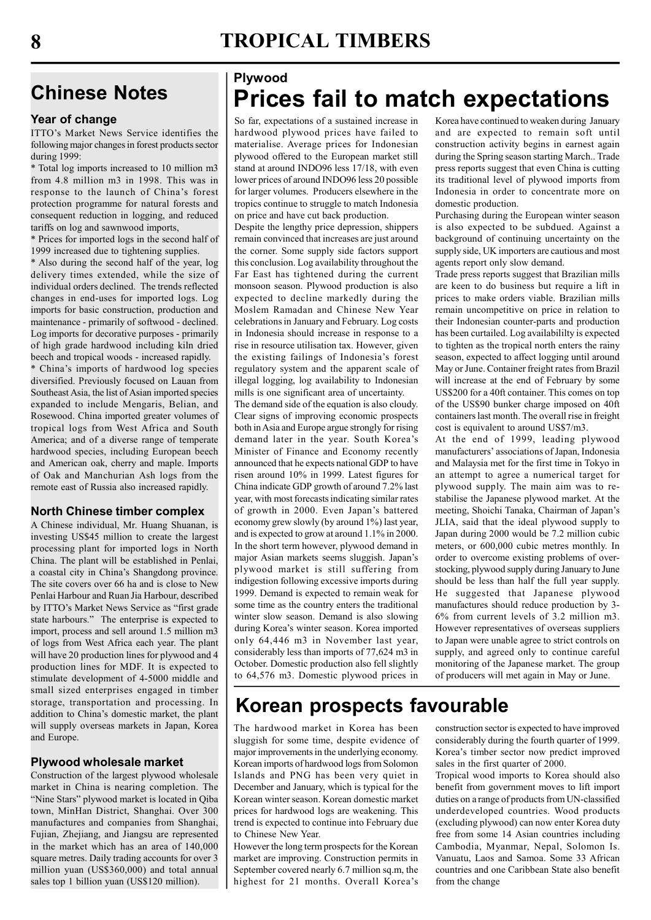## Chinese Notes

### Year of change

ITTO's Market News Service identifies the following major changes in forest products sector during 1999:

* Total log imports increased to 10 million m3 from 4.8 million m3 in 1998. This was in response to the launch of China's forest protection programme for natural forests and consequent reduction in logging, and reduced tariffs on log and sawnwood imports,
* Prices for imported logs in the second half of 1999 increased due to tightening supplies.
* Also during the second half of the year, log delivery times extended, while the size of individual orders declined. The trends reflected changes in end-uses for imported logs. Log imports for basic construction, production and maintenance - primarily of softwood - declined. Log imports for decorative purposes - primarily of high grade hardwood including kiln dried beech and tropical woods - increased rapidly.
* China's imports of hardwood log species diversified. Previously focused on Lauan from Southeast Asia, the list of Asian imported species expanded to include Mengaris, Belian, and Rosewood. China imported greater volumes of tropical logs from West Africa and South America; and of a diverse range of temperate hardwood species, including European beech and American oak, cherry and maple. Imports of Oak and Manchurian Ash logs from the remote east of Russia also increased rapidly.

### North Chinese timber complex

A Chinese individual, Mr. Huang Shuanan, is investing US$45 million to create the largest processing plant for imported logs in North China. The plant will be established in Penlai, a coastal city in China's Shangdong province. The site covers over 66 ha and is close to New Penlai Harbour and Ruan Jia Harbour, described by ITTO's Market News Service as "first grade state harbours." The enterprise is expected to import, process and sell around 1.5 million m3 of logs from West Africa each year. The plant will have 20 production lines for plywood and 4 production lines for MDF. It is expected to stimulate development of 4-5000 middle and small sized enterprises engaged in timber storage, transportation and processing. In addition to China's domestic market, the plant will supply overseas markets in Japan, Korea and Europe.

### Plywood wholesale market

Construction of the largest plywood wholesale market in China is nearing completion. The "Nine Stars" plywood market is located in Qiba town, MinHan District, Shanghai. Over 300 manufactures and companies from Shanghai, Fujian, Zhejiang, and Jiangsu are represented in the market which has an area of 140,000 square metres. Daily trading accounts for over 3 million yuan (US$360,000) and total annual sales top 1 billion yuan (US$120 million).

**Plywood**

## Prices fail to match expectations

So far, expectations of a sustained increase in hardwood plywood prices have failed to materialise. Average prices for Indonesian plywood offered to the European market still stand at around INDO96 less 17/18, with even lower prices of around INDO96 less 20 possible for larger volumes. Producers elsewhere in the tropics continue to struggle to match Indonesia on price and have cut back production.

Despite the lengthy price depression, shippers remain convinced that increases are just around the corner. Some supply side factors support this conclusion. Log availability throughout the Far East has tightened during the current monsoon season. Plywood production is also expected to decline markedly during the Moslem Ramadan and Chinese New Year celebrations in January and February. Log costs in Indonesia should increase in response to a rise in resource utilisation tax. However, given the existing failings of Indonesia's forest regulatory system and the apparent scale of illegal logging, log availability to Indonesian mills is one significant area of uncertainty.

The demand side of the equation is also cloudy. Clear signs of improving economic prospects both in Asia and Europe argue strongly for rising demand later in the year. South Korea's Minister of Finance and Economy recently announced that he expects national GDP to have risen around 10% in 1999. Latest figures for China indicate GDP growth of around 7.2% last year, with most forecasts indicating similar rates of growth in 2000. Even Japan's battered economy grew slowly (by around 1%) last year, and is expected to grow at around 1.1% in 2000. In the short term however, plywood demand in major Asian markets seems sluggish. Japan's plywood market is still suffering from indigestion following excessive imports during 1999. Demand is expected to remain weak for some time as the country enters the traditional winter slow season. Demand is also slowing during Korea's winter season. Korea imported only 64,446 m3 in November last year, considerably less than imports of 77,624 m3 in October. Domestic production also fell slightly to 64,576 m3. Domestic plywood prices in Korea have continued to weaken during January and are expected to remain soft until construction activity begins in earnest again during the Spring season starting March.. Trade press reports suggest that even China is cutting its traditional level of plywood imports from Indonesia in order to concentrate more on domestic production.

Purchasing during the European winter season is also expected to be subdued. Against a background of continuing uncertainty on the supply side, UK importers are cautious and most agents report only slow demand.

Trade press reports suggest that Brazilian mills are keen to do business but require a lift in prices to make orders viable. Brazilian mills remain uncompetitive on price in relation to their Indonesian counter-parts and production has been curtailed. Log availabililty is expected to tighten as the tropical north enters the rainy season, expected to affect logging until around May or June. Container freight rates from Brazil will increase at the end of February by some US$200 for a 40ft container. This comes on top of the US$90 bunker charge imposed on 40ft containers last month. The overall rise in freight cost is equivalent to around US$7/m3.

At the end of 1999, leading plywood manufacturers' associations of Japan, Indonesia and Malaysia met for the first time in Tokyo in an attempt to agree a numerical target for plywood supply. The main aim was to re-stabilise the Japanese plywood market. At the meeting, Shoichi Tanaka, Chairman of Japan's JLIA, said that the ideal plywood supply to Japan during 2000 would be 7.2 million cubic meters, or 600,000 cubic metres monthly. In order to overcome existing problems of over-stocking, plywood supply during January to June should be less than half the full year supply. He suggested that Japanese plywood manufactures should reduce production by 3-6% from current levels of 3.2 million m3. However representatives of overseas suppliers to Japan were unable agree to strict controls on supply, and agreed only to continue careful monitoring of the Japanese market. The group of producers will met again in May or June.

## Korean prospects favourable

The hardwood market in Korea has been sluggish for some time, despite evidence of major improvements in the underlying economy. Korean imports of hardwood logs from Solomon Islands and PNG has been very quiet in December and January, which is typical for the Korean winter season. Korean domestic market prices for hardwood logs are weakening. This trend is expected to continue into February due to Chinese New Year.

However the long term prospects for the Korean market are improving. Construction permits in September covered nearly 6.7 million sq.m, the highest for 21 months. Overall Korea's construction sector is expected to have improved considerably during the fourth quarter of 1999. Korea's timber sector now predict improved sales in the first quarter of 2000.

Tropical wood imports to Korea should also benefit from government moves to lift import duties on a range of products from UN-classified underdeveloped countries. Wood products (excluding plywood) can now enter Korea duty free from some 14 Asian countries including Cambodia, Myanmar, Nepal, Solomon Is. Vanuatu, Laos and Samoa. Some 33 African countries and one Caribbean State also benefit from the change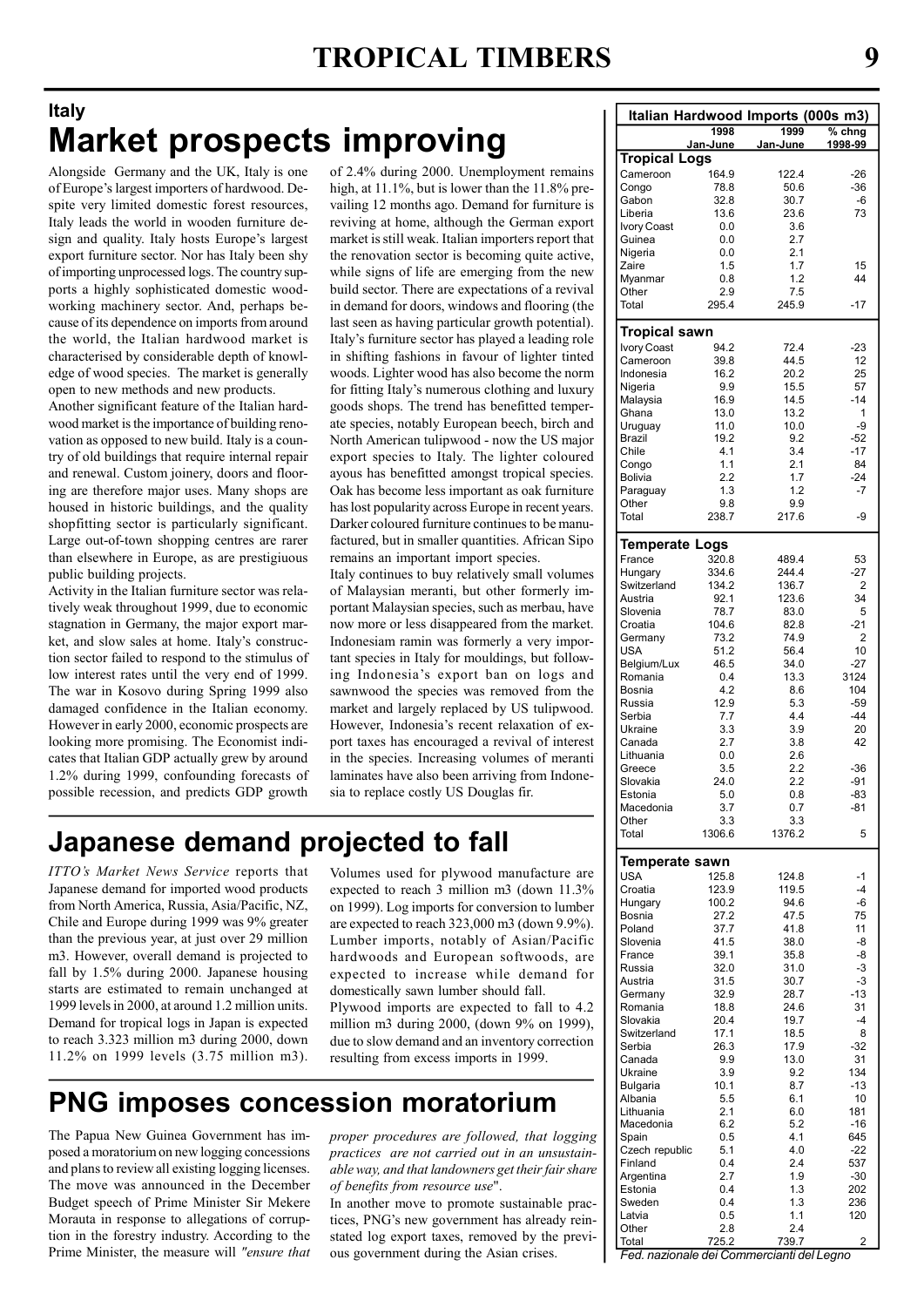## Italy

# Market prospects improving

Alongside Germany and the UK, Italy is one of Europe's largest importers of hardwood. Despite very limited domestic forest resources, Italy leads the world in wooden furniture design and quality. Italy hosts Europe's largest export furniture sector. Nor has Italy been shy of importing unprocessed logs. The country supports a highly sophisticated domestic woodworking machinery sector. And, perhaps because of its dependence on imports from around the world, the Italian hardwood market is characterised by considerable depth of knowledge of wood species. The market is generally open to new methods and new products.

Another significant feature of the Italian hardwood market is the importance of building renovation as opposed to new build. Italy is a country of old buildings that require internal repair and renewal. Custom joinery, doors and flooring are therefore major uses. Many shops are housed in historic buildings, and the quality shopfitting sector is particularly significant. Large out-of-town shopping centres are rarer than elsewhere in Europe, as are prestigiuous public building projects.

Activity in the Italian furniture sector was relatively weak throughout 1999, due to economic stagnation in Germany, the major export market, and slow sales at home. Italy's construction sector failed to respond to the stimulus of low interest rates until the very end of 1999. The war in Kosovo during Spring 1999 also damaged confidence in the Italian economy. However in early 2000, economic prospects are looking more promising. The Economist indicates that Italian GDP actually grew by around 1.2% during 1999, confounding forecasts of possible recession, and predicts GDP growth of 2.4% during 2000. Unemployment remains high, at 11.1%, but is lower than the 11.8% prevailing 12 months ago. Demand for furniture is reviving at home, although the German export market is still weak. Italian importers report that the renovation sector is becoming quite active, while signs of life are emerging from the new build sector. There are expectations of a revival in demand for doors, windows and flooring (the last seen as having particular growth potential).

Italy's furniture sector has played a leading role in shifting fashions in favour of lighter tinted woods. Lighter wood has also become the norm for fitting Italy's numerous clothing and luxury goods shops. The trend has benefitted temperate species, notably European beech, birch and North American tulipwood - now the US major export species to Italy. The lighter coloured ayous has benefitted amongst tropical species. Oak has become less important as oak furniture has lost popularity across Europe in recent years. Darker coloured furniture continues to be manufactured, but in smaller quantities. African Sipo remains an important import species.

Italy continues to buy relatively small volumes of Malaysian meranti, but other formerly important Malaysian species, such as merbau, have now more or less disappeared from the market. Indonesian ramin was formerly a very important species in Italy for mouldings, but following Indonesia's export ban on logs and sawnwood the species was removed from the market and largely replaced by US tulipwood. However, Indonesia's recent relaxation of export taxes has encouraged a revival of interest in the species. Increasing volumes of meranti laminates have also been arriving from Indonesia to replace costly US Douglas fir.

**Italian Hardwood Imports (000s m3)**

| | 1998 Jan-June | 1999 Jan-June | % chng 1998-99 |
|---|---|---|---|
| **Tropical Logs** | | | |
| Cameroon | 164.9 | 122.4 | -26 |
| Congo | 78.8 | 50.6 | -36 |
| Gabon | 32.8 | 30.7 | -6 |
| Liberia | 13.6 | 23.6 | 73 |
| Ivory Coast | 0.0 | 3.6 | |
| Guinea | 0.0 | 2.7 | |
| Nigeria | 0.0 | 2.1 | |
| Zaire | 1.5 | 1.7 | 15 |
| Myanmar | 0.8 | 1.2 | 44 |
| Other | 2.9 | 7.5 | |
| Total | 295.4 | 245.9 | -17 |
| **Tropical sawn** | | | |
| Ivory Coast | 94.2 | 72.4 | -23 |
| Cameroon | 39.8 | 44.5 | 12 |
| Indonesia | 16.2 | 20.2 | 25 |
| Nigeria | 9.9 | 15.5 | 57 |
| Malaysia | 16.9 | 14.5 | -14 |
| Ghana | 13.0 | 13.2 | 1 |
| Uruguay | 11.0 | 10.0 | -9 |
| Brazil | 19.2 | 9.2 | -52 |
| Chile | 4.1 | 3.4 | -17 |
| Congo | 1.1 | 2.1 | 84 |
| Bolivia | 2.2 | 1.7 | -24 |
| Paraguay | 1.3 | 1.2 | -7 |
| Other | 9.8 | 9.9 | |
| Total | 238.7 | 217.6 | -9 |
| **Temperate Logs** | | | |
| France | 320.8 | 489.4 | 53 |
| Hungary | 334.6 | 244.4 | -27 |
| Switzerland | 134.2 | 136.7 | 2 |
| Austria | 92.1 | 123.6 | 34 |
| Slovenia | 78.7 | 83.0 | 5 |
| Croatia | 104.6 | 82.8 | -21 |
| Germany | 73.2 | 74.9 | 2 |
| USA | 51.2 | 56.4 | 10 |
| Belgium/Lux | 46.5 | 34.0 | -27 |
| Romania | 0.4 | 13.3 | 3124 |
| Bosnia | 4.2 | 8.6 | 104 |
| Russia | 12.9 | 5.3 | -59 |
| Serbia | 7.7 | 4.4 | -44 |
| Ukraine | 3.3 | 3.9 | 20 |
| Canada | 2.7 | 3.8 | 42 |
| Lithuania | 0.0 | 2.6 | |
| Greece | 3.5 | 2.2 | -36 |
| Slovakia | 24.0 | 2.2 | -91 |
| Estonia | 5.0 | 0.8 | -83 |
| Macedonia | 3.7 | 0.7 | -81 |
| Other | 3.3 | 3.3 | |
| Total | 1306.6 | 1376.2 | 5 |
| **Temperate sawn** | | | |
| USA | 125.8 | 124.8 | -1 |
| Croatia | 123.9 | 119.5 | -4 |
| Hungary | 100.2 | 94.6 | -6 |
| Bosnia | 27.2 | 47.5 | 75 |
| Poland | 37.7 | 41.8 | 11 |
| Slovenia | 41.5 | 38.0 | -8 |
| France | 39.1 | 35.8 | -8 |
| Russia | 32.0 | 31.0 | -3 |
| Austria | 31.5 | 30.7 | -3 |
| Germany | 32.9 | 28.7 | -13 |
| Romania | 18.8 | 24.6 | 31 |
| Slovakia | 20.4 | 19.7 | -4 |
| Switzerland | 17.1 | 18.5 | 8 |
| Serbia | 26.3 | 17.9 | -32 |
| Canada | 9.9 | 13.0 | 31 |
| Ukraine | 3.9 | 9.2 | 134 |
| Bulgaria | 10.1 | 8.7 | -13 |
| Albania | 5.5 | 6.1 | 10 |
| Lithuania | 2.1 | 6.0 | 181 |
| Macedonia | 6.2 | 5.2 | -16 |
| Spain | 0.5 | 4.1 | 645 |
| Czech republic | 5.1 | 4.0 | -22 |
| Finland | 0.4 | 2.4 | 537 |
| Argentina | 2.7 | 1.9 | -30 |
| Estonia | 0.4 | 1.3 | 202 |
| Sweden | 0.4 | 1.3 | 236 |
| Latvia | 0.5 | 1.1 | 120 |
| Other | 2.8 | 2.4 | |
| Total | 725.2 | 739.7 | 2 |

*Fed. nazionale dei Commercianti del Legno*

# Japanese demand projected to fall

*ITTO's Market News Service* reports that Japanese demand for imported wood products from North America, Russia, Asia/Pacific, NZ, Chile and Europe during 1999 was 9% greater than the previous year, at just over 29 million m3. However, overall demand is projected to fall by 1.5% during 2000. Japanese housing starts are estimated to remain unchanged at 1999 levels in 2000, at around 1.2 million units. Demand for tropical logs in Japan is expected to reach 3.323 million m3 during 2000, down 11.2% on 1999 levels (3.75 million m3). Volumes used for plywood manufacture are expected to reach 3 million m3 (down 11.3% on 1999). Log imports for conversion to lumber are expected to reach 323,000 m3 (down 9.9%). Lumber imports, notably of Asian/Pacific hardwoods and European softwoods, are expected to increase while demand for domestically sawn lumber should fall.

Plywood imports are expected to fall to 4.2 million m3 during 2000, (down 9% on 1999), due to slow demand and an inventory correction resulting from excess imports in 1999.

# PNG imposes concession moratorium

The Papua New Guinea Government has imposed a moratorium on new logging concessions and plans to review all existing logging licenses. The move was announced in the December Budget speech of Prime Minister Sir Mekere Morauta in response to allegations of corruption in the forestry industry. According to the Prime Minister, the measure will *"ensure that proper procedures are followed, that logging practices are not carried out in an unsustainable way, and that landowners get their fair share of benefits from resource use"*.

In another move to promote sustainable practices, PNG's new government has already reinstated log export taxes, removed by the previous government during the Asian crises.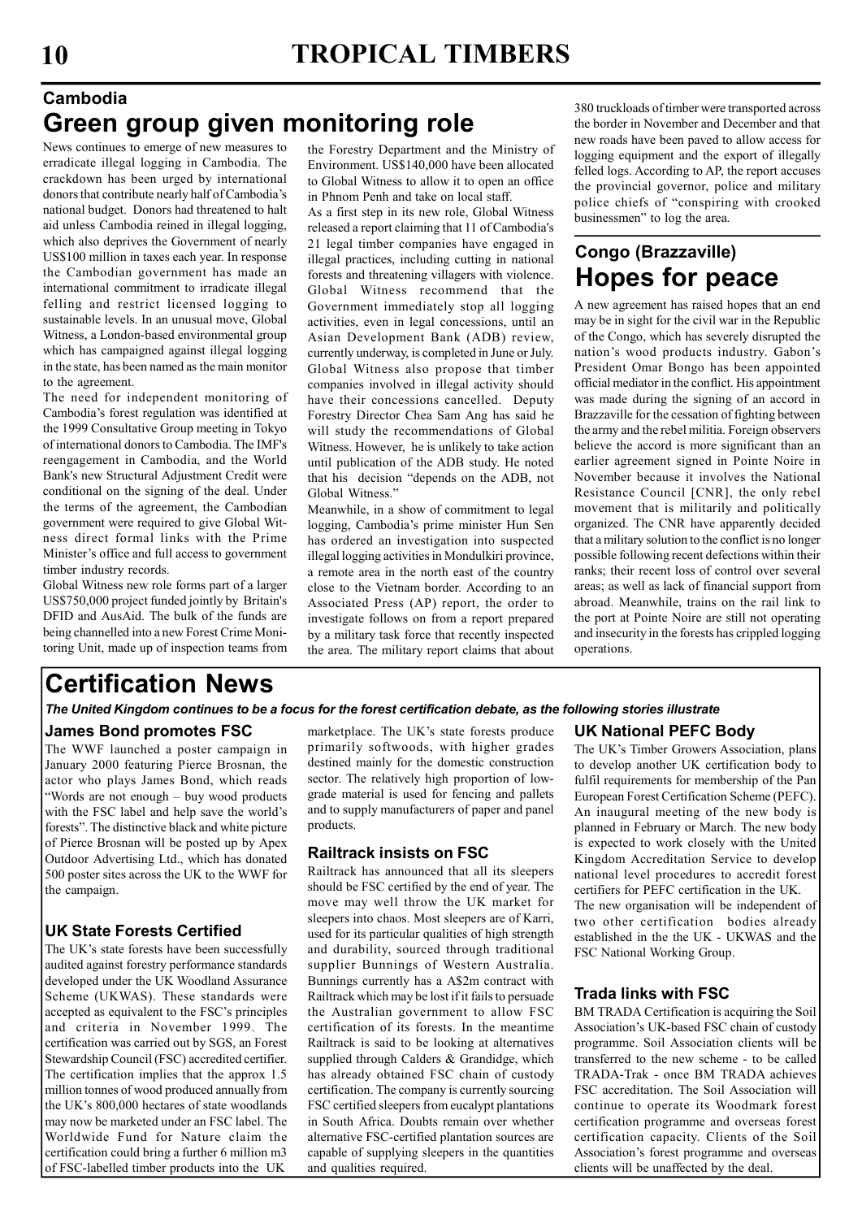## Cambodia

# Green group given monitoring role

News continues to emerge of new measures to erradicate illegal logging in Cambodia. The crackdown has been urged by international donors that contribute nearly half of Cambodia's national budget. Donors had threatened to halt aid unless Cambodia reined in illegal logging, which also deprives the Government of nearly US$100 million in taxes each year. In response the Cambodian government has made an international commitment to irradicate illegal felling and restrict licensed logging to sustainable levels. In an unusual move, Global Witness, a London-based environmental group which has campaigned against illegal logging in the state, has been named as the main monitor to the agreement.

The need for independent monitoring of Cambodia's forest regulation was identified at the 1999 Consultative Group meeting in Tokyo of international donors to Cambodia. The IMF's reengagement in Cambodia, and the World Bank's new Structural Adjustment Credit were conditional on the signing of the deal. Under the terms of the agreement, the Cambodian government were required to give Global Witness direct formal links with the Prime Minister's office and full access to government timber industry records.

Global Witness new role forms part of a larger US$750,000 project funded jointly by Britain's DFID and AusAid. The bulk of the funds are being channelled into a new Forest Crime Monitoring Unit, made up of inspection teams from the Forestry Department and the Ministry of Environment. US$140,000 have been allocated to Global Witness to allow it to open an office in Phnom Penh and take on local staff.

As a first step in its new role, Global Witness released a report claiming that 11 of Cambodia's 21 legal timber companies have engaged in illegal practices, including cutting in national forests and threatening villagers with violence. Global Witness recommend that the Government immediately stop all logging activities, even in legal concessions, until an Asian Development Bank (ADB) review, currently underway, is completed in June or July. Global Witness also propose that timber companies involved in illegal activity should have their concessions cancelled. Deputy Forestry Director Chea Sam Ang has said he will study the recommendations of Global Witness. However, he is unlikely to take action until publication of the ADB study. He noted that his decision "depends on the ADB, not Global Witness."

Meanwhile, in a show of commitment to legal logging, Cambodia's prime minister Hun Sen has ordered an investigation into suspected illegal logging activities in Mondulkiri province, a remote area in the north east of the country close to the Vietnam border. According to an Associated Press (AP) report, the order to investigate follows on from a report prepared by a military task force that recently inspected the area. The military report claims that about 380 truckloads of timber were transported across the border in November and December and that new roads have been paved to allow access for logging equipment and the export of illegally felled logs. According to AP, the report accuses the provincial governor, police and military police chiefs of "conspiring with crooked businessmen" to log the area.

## Congo (Brazzaville)

# Hopes for peace

A new agreement has raised hopes that an end may be in sight for the civil war in the Republic of the Congo, which has severely disrupted the nation's wood products industry. Gabon's President Omar Bongo has been appointed official mediator in the conflict. His appointment was made during the signing of an accord in Brazzaville for the cessation of fighting between the army and the rebel militia. Foreign observers believe the accord is more significant than an earlier agreement signed in Pointe Noire in November because it involves the National Resistance Council [CNR], the only rebel movement that is militarily and politically organized. The CNR have apparently decided that a military solution to the conflict is no longer possible following recent defections within their ranks; their recent loss of control over several areas; as well as lack of financial support from abroad. Meanwhile, trains on the rail link to the port at Pointe Noire are still not operating and insecurity in the forests has crippled logging operations.

# Certification News

***The United Kingdom continues to be a focus for the forest certification debate, as the following stories illustrate***

### James Bond promotes FSC

The WWF launched a poster campaign in January 2000 featuring Pierce Brosnan, the actor who plays James Bond, which reads "Words are not enough – buy wood products with the FSC label and help save the world's forests". The distinctive black and white picture of Pierce Brosnan will be posted up by Apex Outdoor Advertising Ltd., which has donated 500 poster sites across the UK to the WWF for the campaign.

### UK State Forests Certified

The UK's state forests have been successfully audited against forestry performance standards developed under the UK Woodland Assurance Scheme (UKWAS). These standards were accepted as equivalent to the FSC's principles and criteria in November 1999. The certification was carried out by SGS, an Forest Stewardship Council (FSC) accredited certifier. The certification implies that the approx 1.5 million tonnes of wood produced annually from the UK's 800,000 hectares of state woodlands may now be marketed under an FSC label. The Worldwide Fund for Nature claim the certification could bring a further 6 million m3 of FSC-labelled timber products into the UK marketplace. The UK's state forests produce primarily softwoods, with higher grades destined mainly for the domestic construction sector. The relatively high proportion of low-grade material is used for fencing and pallets and to supply manufacturers of paper and panel products.

### Railtrack insists on FSC

Railtrack has announced that all its sleepers should be FSC certified by the end of year. The move may well throw the UK market for sleepers into chaos. Most sleepers are of Karri, used for its particular qualities of high strength and durability, sourced through traditional supplier Bunnings of Western Australia. Bunnings currently has a A$2m contract with Railtrack which may be lost if it fails to persuade the Australian government to allow FSC certification of its forests. In the meantime Railtrack is said to be looking at alternatives supplied through Calders & Grandidge, which has already obtained FSC chain of custody certification. The company is currently sourcing FSC certified sleepers from eucalypt plantations in South Africa. Doubts remain over whether alternative FSC-certified plantation sources are capable of supplying sleepers in the quantities and qualities required.

### UK National PEFC Body

The UK's Timber Growers Association, plans to develop another UK certification body to fulfil requirements for membership of the Pan European Forest Certification Scheme (PEFC). An inaugural meeting of the new body is planned in February or March. The new body is expected to work closely with the United Kingdom Accreditation Service to develop national level procedures to accredit forest certifiers for PEFC certification in the UK.

The new organisation will be independent of two other certification bodies already established in the the UK - UKWAS and the FSC National Working Group.

### Trada links with FSC

BM TRADA Certification is acquiring the Soil Association's UK-based FSC chain of custody programme. Soil Association clients will be transferred to the new scheme - to be called TRADA-Trak - once BM TRADA achieves FSC accreditation. The Soil Association will continue to operate its Woodmark forest certification programme and overseas forest certification capacity. Clients of the Soil Association's forest programme and overseas clients will be unaffected by the deal.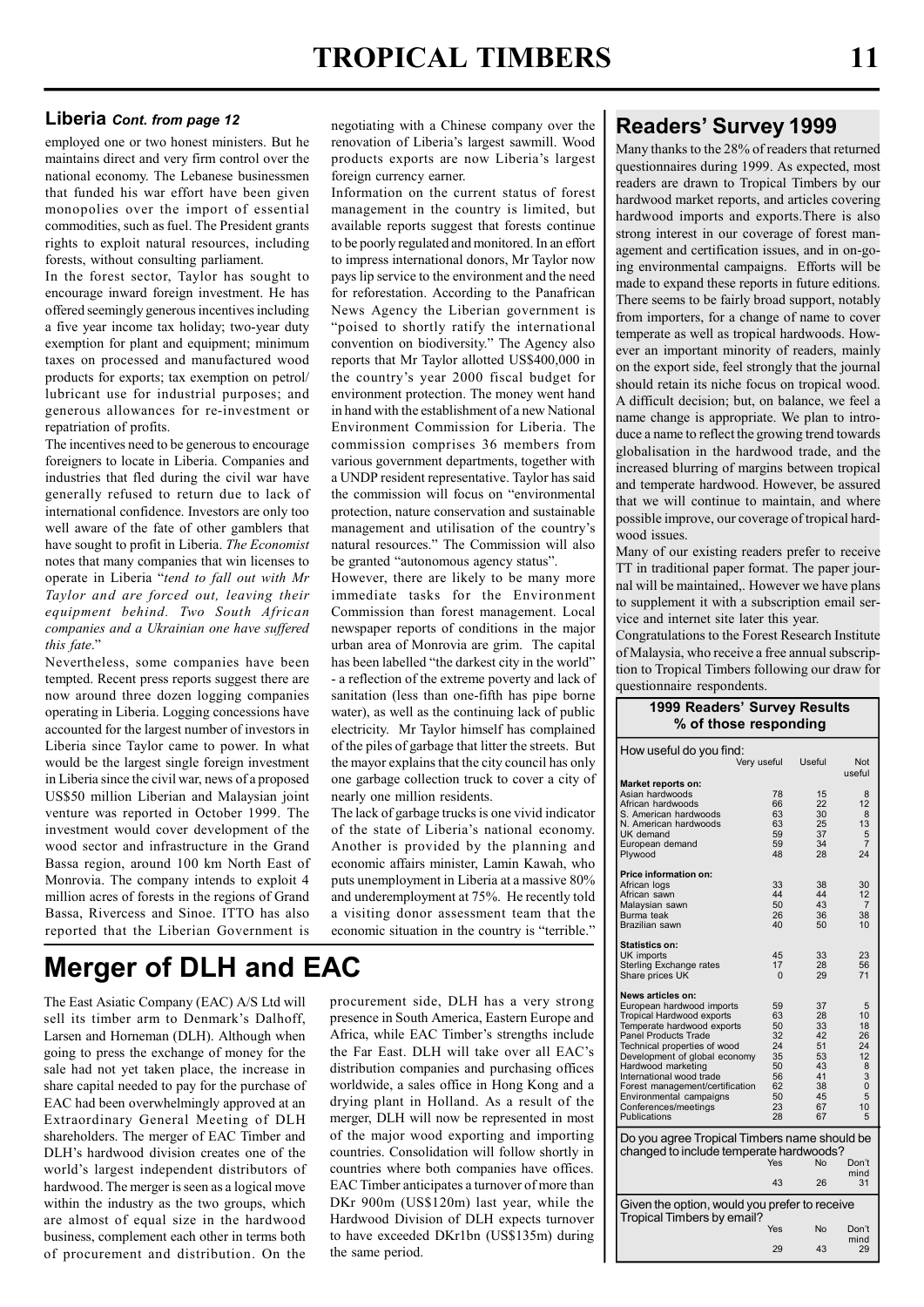## Liberia *Cont. from page 12*

employed one or two honest ministers. But he maintains direct and very firm control over the national economy. The Lebanese businessmen that funded his war effort have been given monopolies over the import of essential commodities, such as fuel. The President grants rights to exploit natural resources, including forests, without consulting parliament.

In the forest sector, Taylor has sought to encourage inward foreign investment. He has offered seemingly generous incentives including a five year income tax holiday; two-year duty exemption for plant and equipment; minimum taxes on processed and manufactured wood products for exports; tax exemption on petrol/ lubricant use for industrial purposes; and generous allowances for re-investment or repatriation of profits.

The incentives need to be generous to encourage foreigners to locate in Liberia. Companies and industries that fled during the civil war have generally refused to return due to lack of international confidence. Investors are only too well aware of the fate of other gamblers that have sought to profit in Liberia. *The Economist* notes that many companies that win licenses to operate in Liberia "*tend to fall out with Mr Taylor and are forced out, leaving their equipment behind. Two South African companies and a Ukrainian one have suffered this fate*."

Nevertheless, some companies have been tempted. Recent press reports suggest there are now around three dozen logging companies operating in Liberia. Logging concessions have accounted for the largest number of investors in Liberia since Taylor came to power. In what would be the largest single foreign investment in Liberia since the civil war, news of a proposed US$50 million Liberian and Malaysian joint venture was reported in October 1999. The investment would cover development of the wood sector and infrastructure in the Grand Bassa region, around 100 km North East of Monrovia. The company intends to exploit 4 million acres of forests in the regions of Grand Bassa, Rivercess and Sinoe. ITTO has also reported that the Liberian Government is negotiating with a Chinese company over the renovation of Liberia's largest sawmill. Wood products exports are now Liberia's largest foreign currency earner.

Information on the current status of forest management in the country is limited, but available reports suggest that forests continue to be poorly regulated and monitored. In an effort to impress international donors, Mr Taylor now pays lip service to the environment and the need for reforestation. According to the Panafrican News Agency the Liberian government is "poised to shortly ratify the international convention on biodiversity." The Agency also reports that Mr Taylor allotted US$400,000 in the country's year 2000 fiscal budget for environment protection. The money went hand in hand with the establishment of a new National Environment Commission for Liberia. The commission comprises 36 members from various government departments, together with a UNDP resident representative. Taylor has said the commission will focus on "environmental protection, nature conservation and sustainable management and utilisation of the country's natural resources." The Commission will also be granted "autonomous agency status".

However, there are likely to be many more immediate tasks for the Environment Commission than forest management. Local newspaper reports of conditions in the major urban area of Monrovia are grim. The capital has been labelled "the darkest city in the world" - a reflection of the extreme poverty and lack of sanitation (less than one-fifth has pipe borne water), as well as the continuing lack of public electricity. Mr Taylor himself has complained of the piles of garbage that litter the streets. But the mayor explains that the city council has only one garbage collection truck to cover a city of nearly one million residents.

The lack of garbage trucks is one vivid indicator of the state of Liberia's national economy. Another is provided by the planning and economic affairs minister, Lamin Kawah, who puts unemployment in Liberia at a massive 80% and underemployment at 75%. He recently told a visiting donor assessment team that the economic situation in the country is "terrible."

# Merger of DLH and EAC

The East Asiatic Company (EAC) A/S Ltd will sell its timber arm to Denmark's Dalhoff, Larsen and Horneman (DLH). Although when going to press the exchange of money for the sale had not yet taken place, the increase in share capital needed to pay for the purchase of EAC had been overwhelmingly approved at an Extraordinary General Meeting of DLH shareholders. The merger of EAC Timber and DLH's hardwood division creates one of the world's largest independent distributors of hardwood. The merger is seen as a logical move within the industry as the two groups, which are almost of equal size in the hardwood business, complement each other in terms both of procurement and distribution. On the procurement side, DLH has a very strong presence in South America, Eastern Europe and Africa, while EAC Timber's strengths include the Far East. DLH will take over all EAC's distribution companies and purchasing offices worldwide, a sales office in Hong Kong and a drying plant in Holland. As a result of the merger, DLH will now be represented in most of the major wood exporting and importing countries. Consolidation will follow shortly in countries where both companies have offices. EAC Timber anticipates a turnover of more than DKr 900m (US$120m) last year, while the Hardwood Division of DLH expects turnover to have exceeded DKr1bn (US$135m) during the same period.

## Readers' Survey 1999

Many thanks to the 28% of readers that returned questionnaires during 1999. As expected, most readers are drawn to Tropical Timbers by our hardwood market reports, and articles covering hardwood imports and exports.There is also strong interest in our coverage of forest management and certification issues, and in on-going environmental campaigns. Efforts will be made to expand these reports in future editions. There seems to be fairly broad support, notably from importers, for a change of name to cover temperate as well as tropical hardwoods. However an important minority of readers, mainly on the export side, feel strongly that the journal should retain its niche focus on tropical wood. A difficult decision; but, on balance, we feel a name change is appropriate. We plan to introduce a name to reflect the growing trend towards globalisation in the hardwood trade, and the increased blurring of margins between tropical and temperate hardwood. However, be assured that we will continue to maintain, and where possible improve, our coverage of tropical hardwood issues.

Many of our existing readers prefer to receive TT in traditional paper format. The paper journal will be maintained,. However we have plans to supplement it with a subscription email service and internet site later this year.

Congratulations to the Forest Research Institute of Malaysia, who receive a free annual subscription to Tropical Timbers following our draw for questionnaire respondents.

**1999 Readers' Survey Results**
**% of those responding**

| How useful do you find: | Very useful | Useful | Not useful |
|---|---|---|---|
| **Market reports on:** | | | |
| Asian hardwoods | 78 | 15 | 8 |
| African hardwoods | 66 | 22 | 12 |
| S. American hardwoods | 63 | 30 | 8 |
| N. American hardwoods | 63 | 25 | 13 |
| UK demand | 59 | 37 | 5 |
| European demand | 59 | 34 | 7 |
| Plywood | 48 | 28 | 24 |
| **Price information on:** | | | |
| African logs | 33 | 38 | 30 |
| African sawn | 44 | 44 | 12 |
| Malaysian sawn | 50 | 43 | 7 |
| Burma teak | 26 | 36 | 38 |
| Brazilian sawn | 40 | 50 | 10 |
| **Statistics on:** | | | |
| UK imports | 45 | 33 | 23 |
| Sterling Exchange rates | 17 | 28 | 56 |
| Share prices UK | 0 | 29 | 71 |
| **News articles on:** | | | |
| European hardwood imports | 59 | 37 | 5 |
| Tropical Hardwood exports | 63 | 28 | 10 |
| Temperate hardwood exports | 50 | 33 | 18 |
| Panel Products Trade | 32 | 42 | 26 |
| Technical properties of wood | 24 | 51 | 24 |
| Development of global economy | 35 | 53 | 12 |
| Hardwood marketing | 50 | 43 | 8 |
| International wood trade | 56 | 41 | 3 |
| Forest management/certification | 62 | 38 | 0 |
| Environmental campaigns | 50 | 45 | 5 |
| Conferences/meetings | 23 | 67 | 10 |
| Publications | 28 | 67 | 5 |

| Do you agree Tropical Timbers name should be changed to include temperate hardwoods? | Yes | No | Don't mind |
|---|---|---|---|
| | 43 | 26 | 31 |

| Given the option, would you prefer to receive Tropical Timbers by email? | Yes | No | Don't mind |
|---|---|---|---|
| | 29 | 43 | 29 |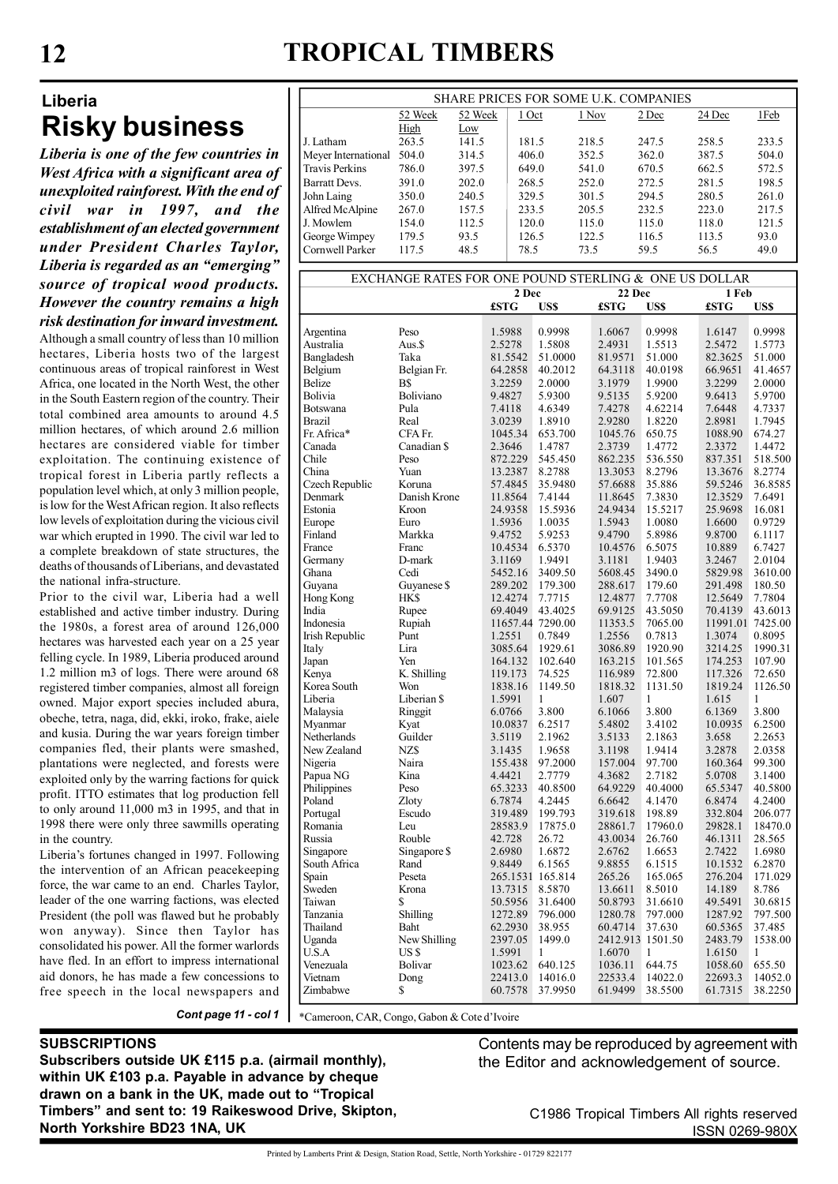## Liberia

# Risky business

***Liberia is one of the few countries in West Africa with a significant area of unexploited rainforest. With the end of civil war in 1997, and the establishment of an elected government under President Charles Taylor, Liberia is regarded as an "emerging" source of tropical wood products. However the country remains a high risk destination for inward investment.***

Although a small country of less than 10 million hectares, Liberia hosts two of the largest continuous areas of tropical rainforest in West Africa, one located in the North West, the other in the South Eastern region of the country. Their total combined area amounts to around 4.5 million hectares, of which around 2.6 million hectares are considered viable for timber exploitation. The continuing existence of tropical forest in Liberia partly reflects a population level which, at only 3 million people, is low for the West African region. It also reflects low levels of exploitation during the vicious civil war which erupted in 1990. The civil war led to a complete breakdown of state structures, the deaths of thousands of Liberians, and devastated the national infra-structure.

Prior to the civil war, Liberia had a well established and active timber industry. During the 1980s, a forest area of around 126,000 hectares was harvested each year on a 25 year felling cycle. In 1989, Liberia produced around 1.2 million m3 of logs. There were around 68 registered timber companies, almost all foreign owned. Major export species included abura, obeche, tetra, naga, did, ekki, iroko, frake, aiele and kusia. During the war years foreign timber companies fled, their plants were smashed, plantations were neglected, and forests were exploited only by the warring factions for quick profit. ITTO estimates that log production fell to only around 11,000 m3 in 1995, and that in 1998 there were only three sawmills operating in the country.

Liberia's fortunes changed in 1997. Following the intervention of an African peacekeeping force, the war came to an end. Charles Taylor, leader of the one warring factions, was elected President (the poll was flawed but he probably won anyway). Since then Taylor has consolidated his power. All the former warlords have fled. In an effort to impress international aid donors, he has made a few concessions to free speech in the local newspapers and

*Cont page 11 - col 1*

SHARE PRICES FOR SOME U.K. COMPANIES

| | 52 Week High | 52 Week Low | 1 Oct | 1 Nov | 2 Dec | 24 Dec | 1Feb |
|---|---|---|---|---|---|---|---|
| J. Latham | 263.5 | 141.5 | 181.5 | 218.5 | 247.5 | 258.5 | 233.5 |
| Meyer International | 504.0 | 314.5 | 406.0 | 352.5 | 362.0 | 387.5 | 504.0 |
| Travis Perkins | 786.0 | 397.5 | 649.0 | 541.0 | 670.5 | 662.5 | 572.5 |
| Barratt Devs. | 391.0 | 202.0 | 268.5 | 252.0 | 272.5 | 281.5 | 198.5 |
| John Laing | 350.0 | 240.5 | 329.5 | 301.5 | 294.5 | 280.5 | 261.0 |
| Alfred McAlpine | 267.0 | 157.5 | 233.5 | 205.5 | 232.5 | 223.0 | 217.5 |
| J. Mowlem | 154.0 | 112.5 | 120.0 | 115.0 | 115.0 | 118.0 | 121.5 |
| George Wimpey | 179.5 | 93.5 | 126.5 | 122.5 | 116.5 | 113.5 | 93.0 |
| Cornwell Parker | 117.5 | 48.5 | 78.5 | 73.5 | 59.5 | 56.5 | 49.0 |

EXCHANGE RATES FOR ONE POUND STERLING & ONE US DOLLAR

| | | 2 Dec | | 22 Dec | | 1 Feb | |
|---|---|---|---|---|---|---|---|
| | | £STG | US$ | £STG | US$ | £STG | US$ |
| Argentina | Peso | 1.5988 | 0.9998 | 1.6067 | 0.9998 | 1.6147 | 0.9998 |
| Australia | Aus.$ | 2.5278 | 1.5808 | 2.4931 | 1.5513 | 2.5472 | 1.5773 |
| Bangladesh | Taka | 81.5542 | 51.0000 | 81.9571 | 51.000 | 82.3625 | 51.000 |
| Belgium | Belgian Fr. | 64.2858 | 40.2012 | 64.3118 | 40.0198 | 66.9651 | 41.4657 |
| Belize | B$ | 3.2259 | 2.0000 | 3.1979 | 1.9900 | 3.2299 | 2.0000 |
| Bolivia | Boliviano | 9.4827 | 5.9300 | 9.5135 | 5.9200 | 9.6413 | 5.9700 |
| Botswana | Pula | 7.4118 | 4.6349 | 7.4278 | 4.62214 | 7.6448 | 4.7337 |
| Brazil | Real | 3.0239 | 1.8910 | 2.9280 | 1.8220 | 2.8981 | 1.7945 |
| Fr. Africa* | CFA Fr. | 1045.34 | 653.700 | 1045.76 | 650.75 | 1088.90 | 674.27 |
| Canada | Canadian $ | 2.3646 | 1.4787 | 2.3739 | 1.4772 | 2.3372 | 1.4472 |
| Chile | Peso | 872.229 | 545.450 | 862.235 | 536.550 | 837.351 | 518.500 |
| China | Yuan | 13.2387 | 8.2788 | 13.3053 | 8.2796 | 13.3676 | 8.2774 |
| Czech Republic | Koruna | 57.4845 | 35.9480 | 57.6688 | 35.886 | 59.5246 | 36.8585 |
| Denmark | Danish Krone | 11.8564 | 7.4144 | 11.8645 | 7.3830 | 12.3529 | 7.6491 |
| Estonia | Kroon | 24.9358 | 15.5936 | 24.9434 | 15.5217 | 25.9698 | 16.081 |
| Europe | Euro | 1.5936 | 1.0035 | 1.5943 | 1.0080 | 1.6600 | 0.9729 |
| Finland | Markka | 9.4752 | 5.9253 | 9.4790 | 5.8986 | 9.8700 | 6.1117 |
| France | Franc | 10.4534 | 6.5370 | 10.4576 | 6.5075 | 10.889 | 6.7427 |
| Germany | D-mark | 3.1169 | 1.9491 | 3.1181 | 1.9403 | 3.2467 | 2.0104 |
| Ghana | Cedi | 5452.16 | 3409.50 | 5608.45 | 3490.0 | 5829.98 | 3610.00 |
| Guyana | Guyanese $ | 289.202 | 179.300 | 288.617 | 179.60 | 291.498 | 180.50 |
| Hong Kong | HK$ | 12.4274 | 7.7715 | 12.4877 | 7.7708 | 12.5649 | 7.7804 |
| India | Rupee | 69.4049 | 43.4025 | 69.9125 | 43.5050 | 70.4139 | 43.6013 |
| Indonesia | Rupiah | 11657.44 | 7290.00 | 11353.5 | 7065.00 | 11991.01 | 7425.00 |
| Irish Republic | Punt | 1.2551 | 0.7849 | 1.2556 | 0.7813 | 1.3074 | 0.8095 |
| Italy | Lira | 3085.64 | 1929.61 | 3086.89 | 1920.90 | 3214.25 | 1990.31 |
| Japan | Yen | 164.132 | 102.640 | 163.215 | 101.565 | 174.253 | 107.90 |
| Kenya | K. Shilling | 119.173 | 74.525 | 116.989 | 72.800 | 117.326 | 72.650 |
| Korea South | Won | 1838.16 | 1149.50 | 1818.32 | 1131.50 | 1819.24 | 1126.50 |
| Liberia | Liberian $ | 1.5991 | 1 | 1.607 | 1 | 1.615 | 1 |
| Malaysia | Ringgit | 6.0766 | 3.800 | 6.1066 | 3.800 | 6.1369 | 3.800 |
| Myanmar | Kyat | 10.0837 | 6.2517 | 5.4802 | 3.4102 | 10.0935 | 6.2500 |
| Netherlands | Guilder | 3.5119 | 2.1962 | 3.5133 | 2.1863 | 3.658 | 2.2653 |
| New Zealand | NZ$ | 3.1435 | 1.9658 | 3.1198 | 1.9414 | 3.2878 | 2.0358 |
| Nigeria | Naira | 155.438 | 97.2000 | 157.004 | 97.700 | 160.364 | 99.300 |
| Papua NG | Kina | 4.4421 | 2.7779 | 4.3682 | 2.7182 | 5.0708 | 3.1400 |
| Philippines | Peso | 65.3233 | 40.8500 | 64.9229 | 40.4000 | 65.5347 | 40.5800 |
| Poland | Zloty | 6.7874 | 4.2445 | 6.6642 | 4.1470 | 6.8474 | 4.2400 |
| Portugal | Escudo | 319.489 | 199.793 | 319.618 | 198.89 | 332.804 | 206.077 |
| Romania | Leu | 28583.9 | 17875.0 | 28861.7 | 17960.0 | 29828.1 | 18470.0 |
| Russia | Rouble | 42.728 | 26.72 | 43.0034 | 26.760 | 46.1311 | 28.565 |
| Singapore | Singapore $ | 2.6980 | 1.6872 | 2.6762 | 1.6653 | 2.7422 | 1.6980 |
| South Africa | Rand | 9.8449 | 6.1565 | 9.8855 | 6.1515 | 10.1532 | 6.2870 |
| Spain | Peseta | 265.1531 | 165.814 | 265.26 | 165.065 | 276.204 | 171.029 |
| Sweden | Krona | 13.7315 | 8.5870 | 13.6611 | 8.5010 | 14.189 | 8.786 |
| Taiwan | $ | 50.5956 | 31.6400 | 50.8793 | 31.6610 | 49.5491 | 30.6815 |
| Tanzania | Shilling | 1272.89 | 796.000 | 1280.78 | 797.000 | 1287.92 | 797.500 |
| Thailand | Baht | 62.2930 | 38.955 | 60.4714 | 37.630 | 60.5365 | 37.485 |
| Uganda | New Shilling | 2397.05 | 1499.0 | 2412.913 | 1501.50 | 2483.79 | 1538.00 |
| U.S.A | US $ | 1.5991 | 1 | 1.6070 | 1 | 1.6150 | 1 |
| Venezuala | Bolivar | 1023.62 | 640.125 | 1036.11 | 644.75 | 1058.60 | 655.50 |
| Vietnam | Dong | 22413.0 | 14016.0 | 22533.4 | 14022.0 | 22693.3 | 14052.0 |
| Zimbabwe | $ | 60.7578 | 37.9950 | 61.9499 | 38.5500 | 61.7315 | 38.2250 |

*Cameroon, CAR, Congo, Gabon & Cote d'Ivoire

### SUBSCRIPTIONS

**Subscribers outside UK £115 p.a. (airmail monthly), within UK £103 p.a. Payable in advance by cheque drawn on a bank in the UK, made out to "Tropical Timbers" and sent to: 19 Raikeswood Drive, Skipton, North Yorkshire BD23 1NA, UK**

Contents may be reproduced by agreement with the Editor and acknowledgement of source.

C1986 Tropical Timbers All rights reserved
ISSN 0269-980X

Printed by Lamberts Print & Design, Station Road, Settle, North Yorkshire - 01729 822177